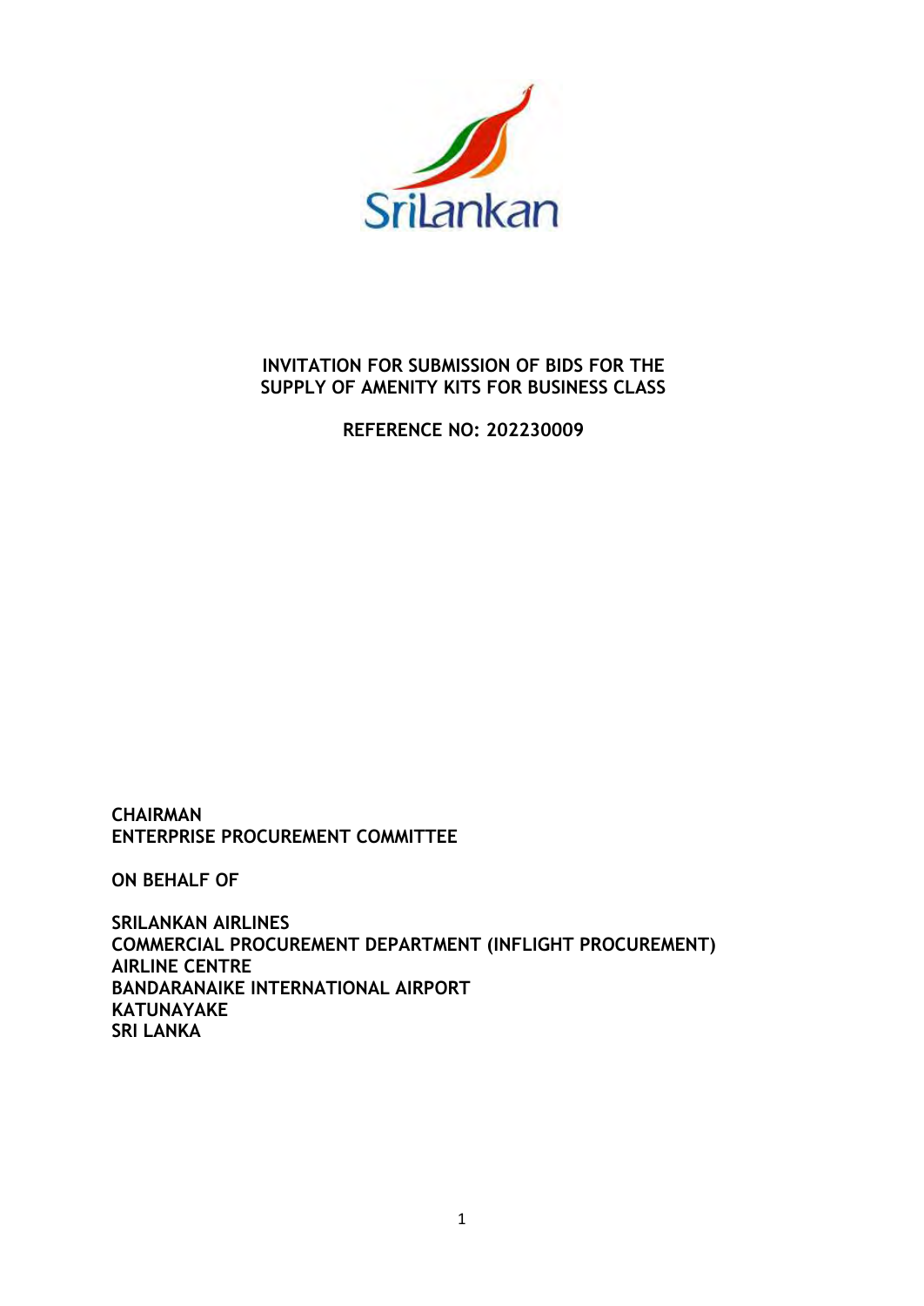# INVITATION FOR SUBMISSION OF BIDS FOR THE SUPPLY OF AMENITY KITS FOR BUSINESS CLASS

**REFERENCE NO: 202230009**

**CHAIRMAN**
**ENTERPRISE PROCUREMENT COMMITTEE**

**ON BEHALF OF**

**SRILANKAN AIRLINES**
**COMMERCIAL PROCUREMENT DEPARTMENT (INFLIGHT PROCUREMENT)**
**AIRLINE CENTRE**
**BANDARANAIKE INTERNATIONAL AIRPORT**
**KATUNAYAKE**
**SRI LANKA**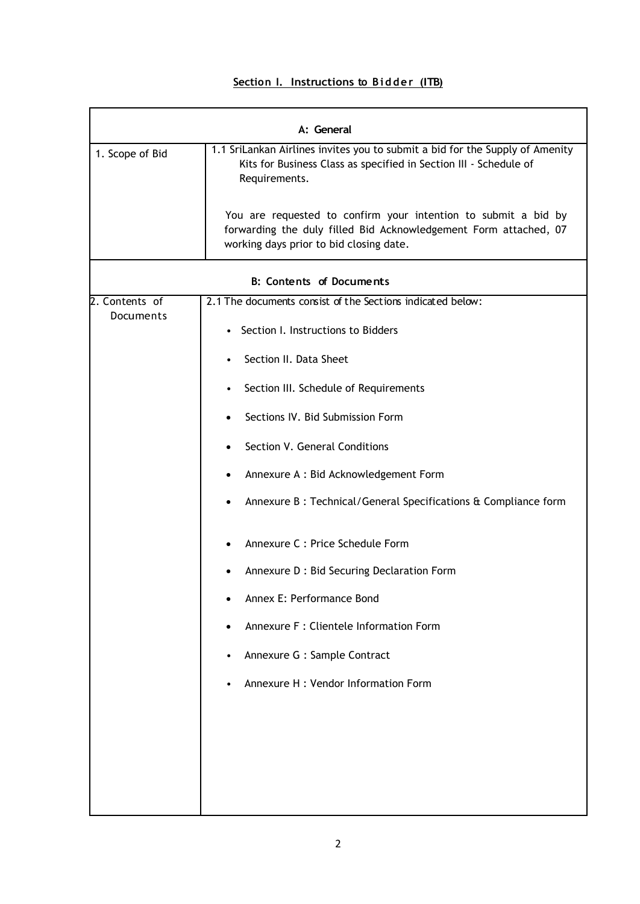## Section I. Instructions to Bidder (ITB)

| A: General | |
|---|---|
| 1. Scope of Bid | 1.1 SriLankan Airlines invites you to submit a bid for the Supply of Amenity Kits for Business Class as specified in Section III - Schedule of Requirements.<br><br>You are requested to confirm your intention to submit a bid by forwarding the duly filled Bid Acknowledgement Form attached, 07 working days prior to bid closing date. |
| **B: Contents of Documents** | |
| 2. Contents of Documents | 2.1 The documents consist of the Sections indicated below:<br>• Section I. Instructions to Bidders<br>• Section II. Data Sheet<br>• Section III. Schedule of Requirements<br>• Sections IV. Bid Submission Form<br>• Section V. General Conditions<br>• Annexure A : Bid Acknowledgement Form<br>• Annexure B : Technical/General Specifications & Compliance form<br>• Annexure C : Price Schedule Form<br>• Annexure D : Bid Securing Declaration Form<br>• Annex E: Performance Bond<br>• Annexure F : Clientele Information Form<br>• Annexure G : Sample Contract<br>• Annexure H : Vendor Information Form |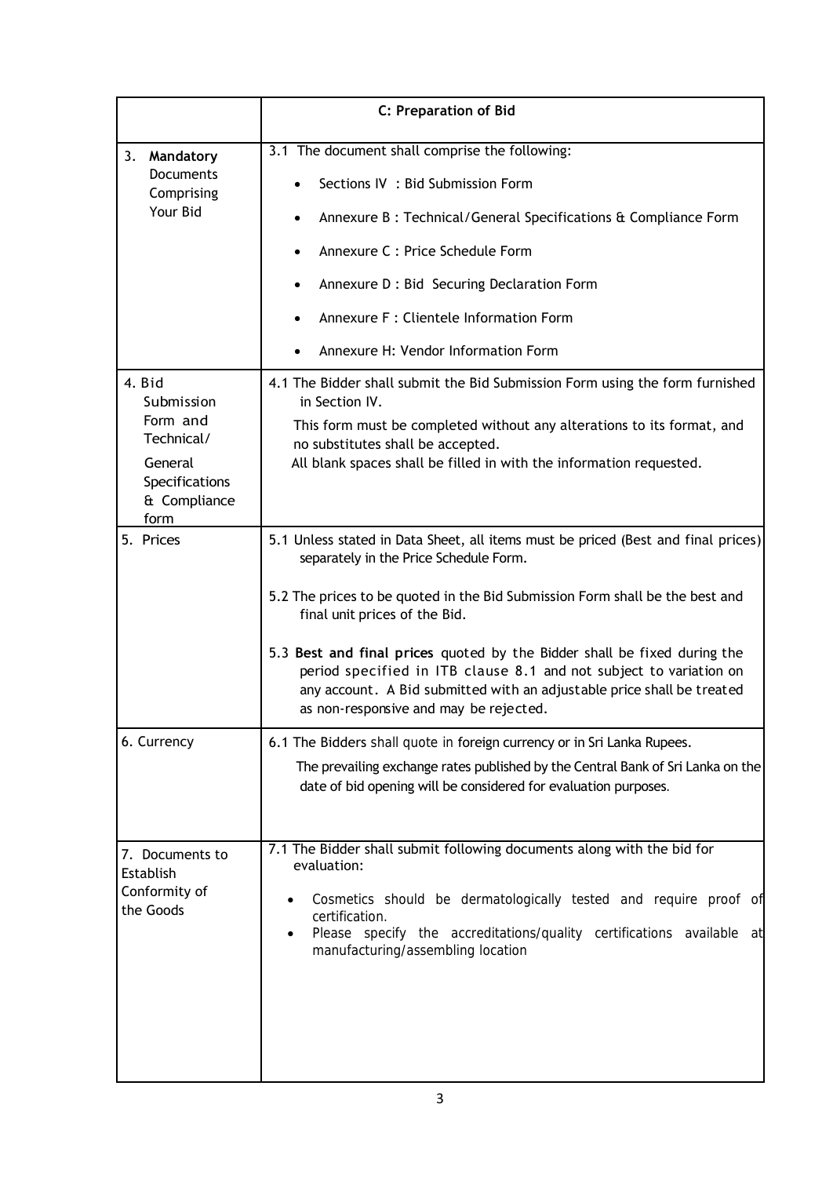| | C: Preparation of Bid |
|---|---|
| 3. **Mandatory** Documents Comprising Your Bid | 3.1 The document shall comprise the following:<br>• Sections IV : Bid Submission Form<br>• Annexure B : Technical/General Specifications & Compliance Form<br>• Annexure C : Price Schedule Form<br>• Annexure D : Bid Securing Declaration Form<br>• Annexure F : Clientele Information Form<br>• Annexure H: Vendor Information Form |
| 4. Bid Submission Form and Technical/ General Specifications & Compliance form | 4.1 The Bidder shall submit the Bid Submission Form using the form furnished in Section IV.<br>This form must be completed without any alterations to its format, and no substitutes shall be accepted.<br>All blank spaces shall be filled in with the information requested. |
| 5. Prices | 5.1 Unless stated in Data Sheet, all items must be priced (Best and final prices) separately in the Price Schedule Form.<br><br>5.2 The prices to be quoted in the Bid Submission Form shall be the best and final unit prices of the Bid.<br><br>5.3 **Best and final prices** quoted by the Bidder shall be fixed during the period specified in ITB clause 8.1 and not subject to variation on any account. A Bid submitted with an adjustable price shall be treated as non-responsive and may be rejected. |
| 6. Currency | 6.1 The Bidders shall quote in foreign currency or in Sri Lanka Rupees.<br>The prevailing exchange rates published by the Central Bank of Sri Lanka on the date of bid opening will be considered for evaluation purposes. |
| 7. Documents to Establish Conformity of the Goods | 7.1 The Bidder shall submit following documents along with the bid for evaluation:<br>• Cosmetics should be dermatologically tested and require proof of certification.<br>• Please specify the accreditations/quality certifications available at manufacturing/assembling location |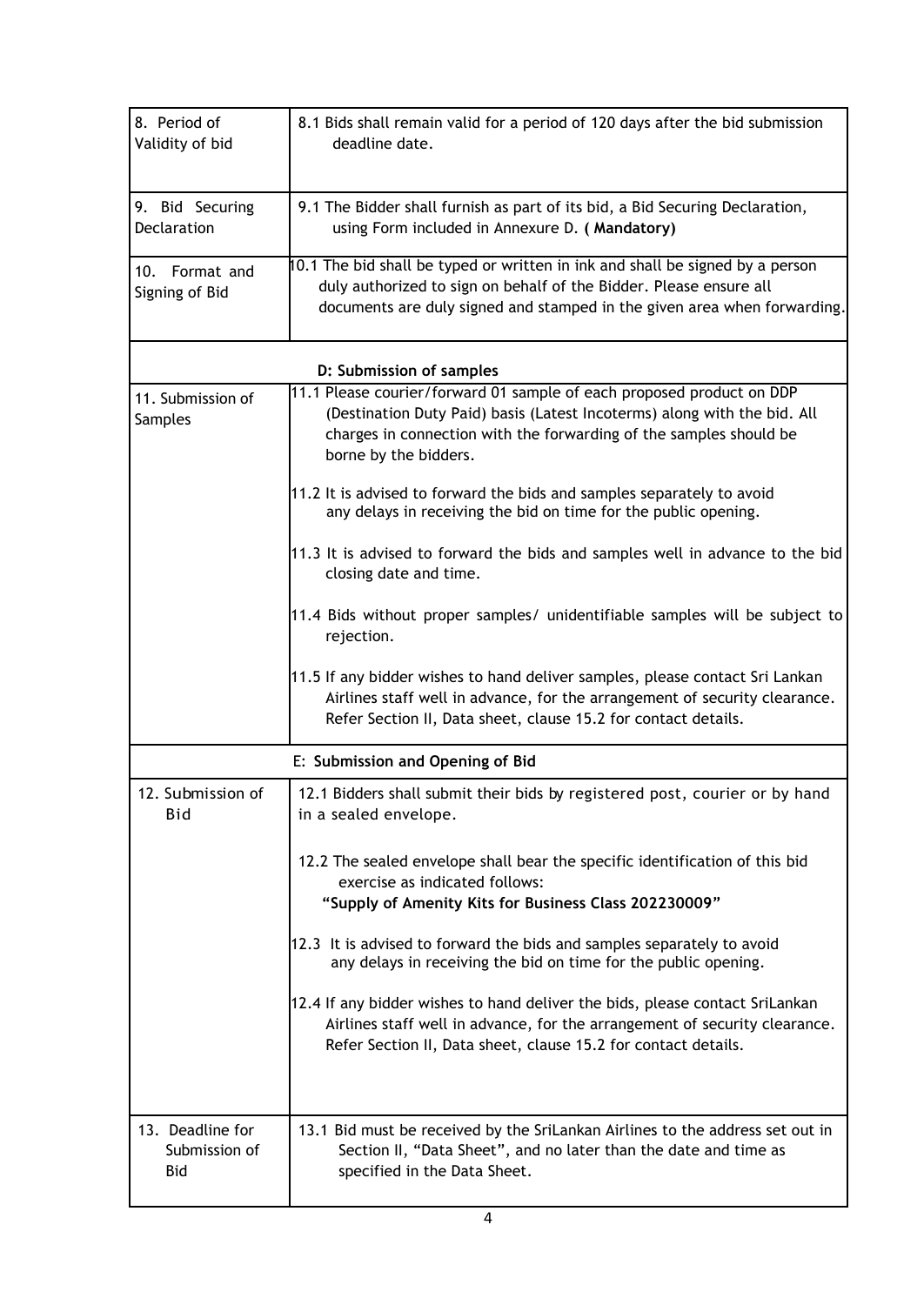| | |
|---|---|
| 8. Period of Validity of bid | 8.1 Bids shall remain valid for a period of 120 days after the bid submission deadline date. |
| 9. Bid Securing Declaration | 9.1 The Bidder shall furnish as part of its bid, a Bid Securing Declaration, using Form included in Annexure D. **( Mandatory)** |
| 10. Format and Signing of Bid | 10.1 The bid shall be typed or written in ink and shall be signed by a person duly authorized to sign on behalf of the Bidder. Please ensure all documents are duly signed and stamped in the given area when forwarding. |
| **D: Submission of samples** | |
| 11. Submission of Samples | 11.1 Please courier/forward 01 sample of each proposed product on DDP (Destination Duty Paid) basis (Latest Incoterms) along with the bid. All charges in connection with the forwarding of the samples should be borne by the bidders.<br><br>11.2 It is advised to forward the bids and samples separately to avoid any delays in receiving the bid on time for the public opening.<br><br>11.3 It is advised to forward the bids and samples well in advance to the bid closing date and time.<br><br>11.4 Bids without proper samples/ unidentifiable samples will be subject to rejection.<br><br>11.5 If any bidder wishes to hand deliver samples, please contact Sri Lankan Airlines staff well in advance, for the arrangement of security clearance. Refer Section II, Data sheet, clause 15.2 for contact details. |
| **E: Submission and Opening of Bid** | |
| 12. Submission of Bid | 12.1 Bidders shall submit their bids by registered post, courier or by hand in a sealed envelope.<br><br>12.2 The sealed envelope shall bear the specific identification of this bid exercise as indicated follows:<br>**"Supply of Amenity Kits for Business Class 202230009"**<br><br>12.3 It is advised to forward the bids and samples separately to avoid any delays in receiving the bid on time for the public opening.<br><br>12.4 If any bidder wishes to hand deliver the bids, please contact SriLankan Airlines staff well in advance, for the arrangement of security clearance. Refer Section II, Data sheet, clause 15.2 for contact details. |
| 13. Deadline for Submission of Bid | 13.1 Bid must be received by the SriLankan Airlines to the address set out in Section II, "Data Sheet", and no later than the date and time as specified in the Data Sheet. |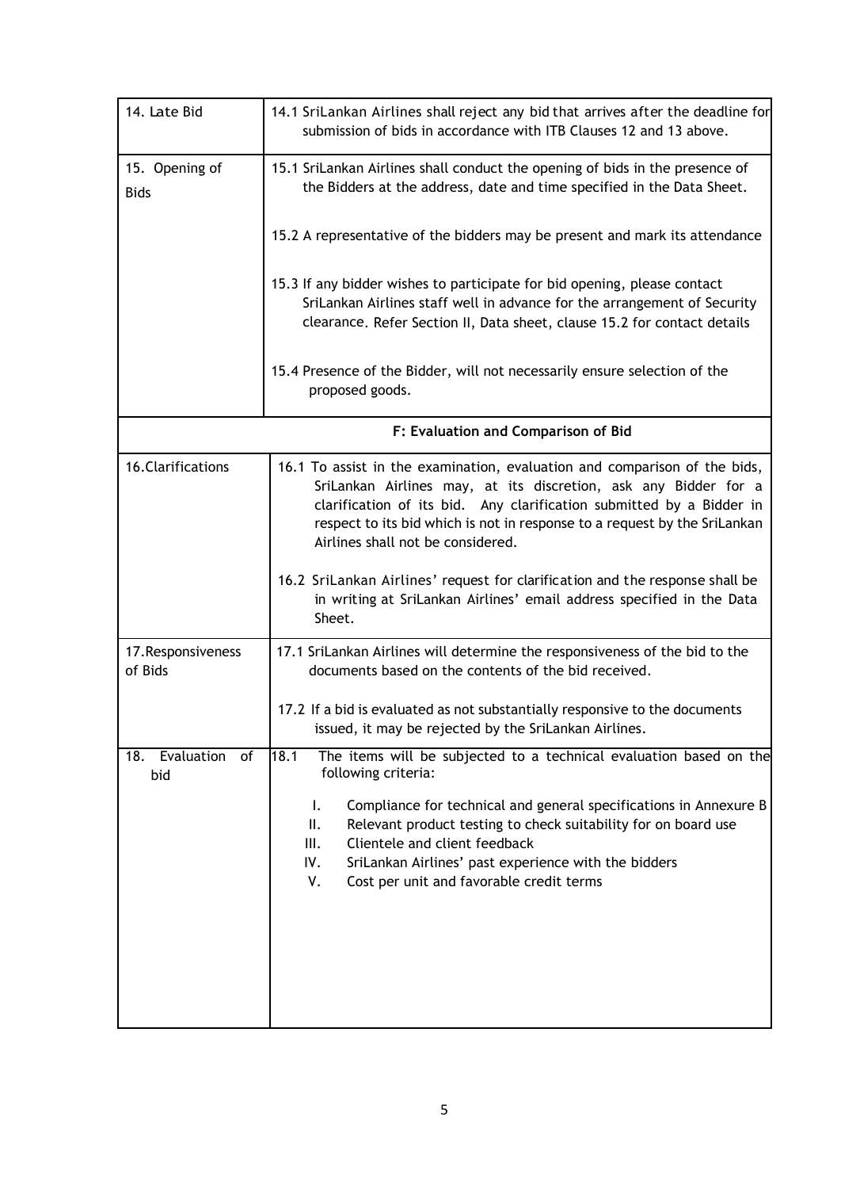| | |
|---|---|
| 14. Late Bid | 14.1 SriLankan Airlines shall reject any bid that arrives after the deadline for submission of bids in accordance with ITB Clauses 12 and 13 above. |
| 15. Opening of Bids | 15.1 SriLankan Airlines shall conduct the opening of bids in the presence of the Bidders at the address, date and time specified in the Data Sheet.<br><br>15.2 A representative of the bidders may be present and mark its attendance<br><br>15.3 If any bidder wishes to participate for bid opening, please contact SriLankan Airlines staff well in advance for the arrangement of Security clearance. Refer Section II, Data sheet, clause 15.2 for contact details<br><br>15.4 Presence of the Bidder, will not necessarily ensure selection of the proposed goods. |
| **F: Evaluation and Comparison of Bid** | |
| 16.Clarifications | 16.1 To assist in the examination, evaluation and comparison of the bids, SriLankan Airlines may, at its discretion, ask any Bidder for a clarification of its bid. Any clarification submitted by a Bidder in respect to its bid which is not in response to a request by the SriLankan Airlines shall not be considered.<br><br>16.2 SriLankan Airlines' request for clarification and the response shall be in writing at SriLankan Airlines' email address specified in the Data Sheet. |
| 17.Responsiveness of Bids | 17.1 SriLankan Airlines will determine the responsiveness of the bid to the documents based on the contents of the bid received.<br><br>17.2 If a bid is evaluated as not substantially responsive to the documents issued, it may be rejected by the SriLankan Airlines. |
| 18. Evaluation of bid | 18.1 The items will be subjected to a technical evaluation based on the following criteria:<br><br>I. Compliance for technical and general specifications in Annexure B<br>II. Relevant product testing to check suitability for on board use<br>III. Clientele and client feedback<br>IV. SriLankan Airlines' past experience with the bidders<br>V. Cost per unit and favorable credit terms |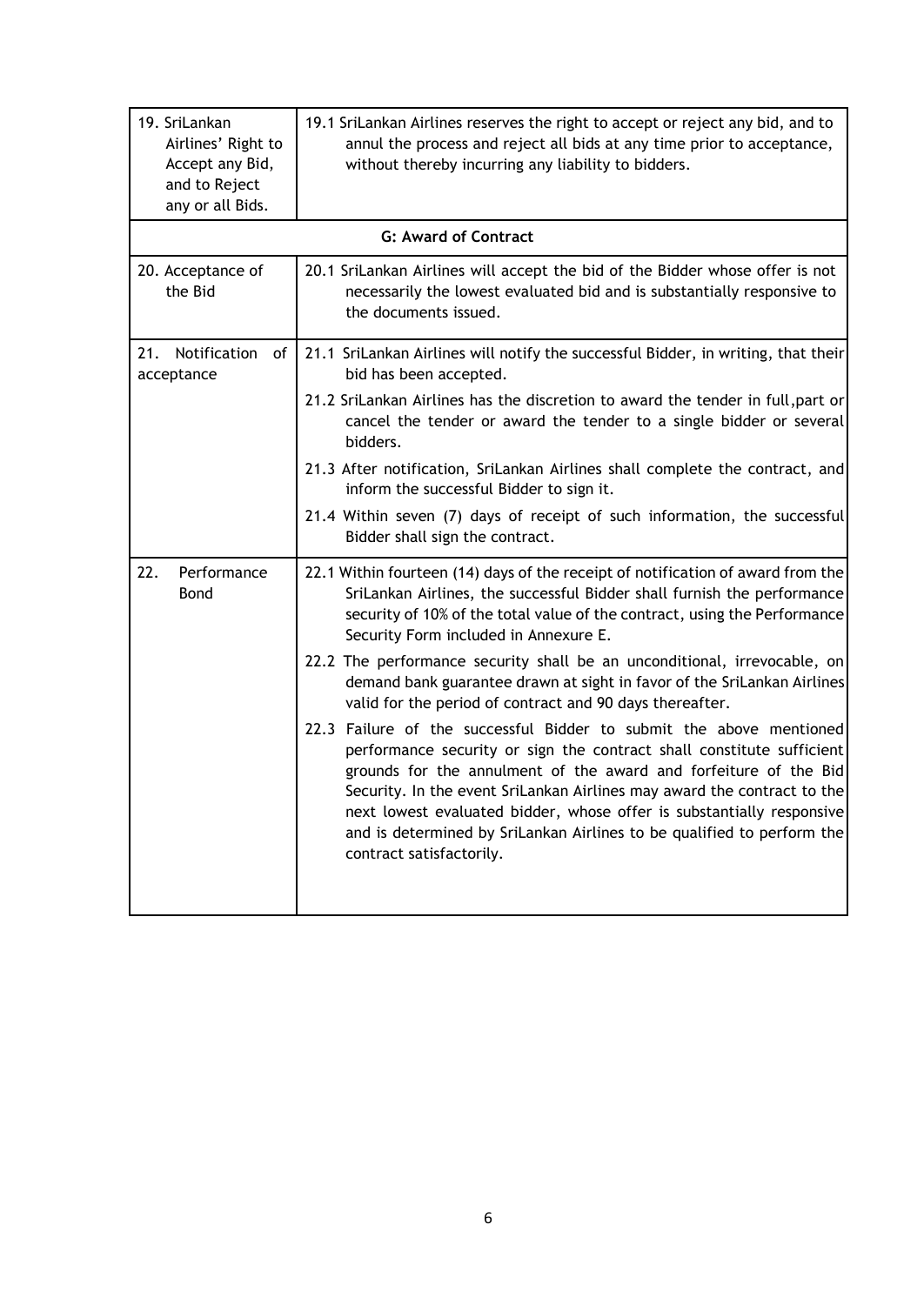| | |
|---|---|
| 19. SriLankan Airlines' Right to Accept any Bid, and to Reject any or all Bids. | 19.1 SriLankan Airlines reserves the right to accept or reject any bid, and to annul the process and reject all bids at any time prior to acceptance, without thereby incurring any liability to bidders. |
| **G: Award of Contract** | |
| 20. Acceptance of the Bid | 20.1 SriLankan Airlines will accept the bid of the Bidder whose offer is not necessarily the lowest evaluated bid and is substantially responsive to the documents issued. |
| 21. Notification of acceptance | 21.1 SriLankan Airlines will notify the successful Bidder, in writing, that their bid has been accepted.<br>21.2 SriLankan Airlines has the discretion to award the tender in full,part or cancel the tender or award the tender to a single bidder or several bidders.<br>21.3 After notification, SriLankan Airlines shall complete the contract, and inform the successful Bidder to sign it.<br>21.4 Within seven (7) days of receipt of such information, the successful Bidder shall sign the contract. |
| 22. Performance Bond | 22.1 Within fourteen (14) days of the receipt of notification of award from the SriLankan Airlines, the successful Bidder shall furnish the performance security of 10% of the total value of the contract, using the Performance Security Form included in Annexure E.<br>22.2 The performance security shall be an unconditional, irrevocable, on demand bank guarantee drawn at sight in favor of the SriLankan Airlines valid for the period of contract and 90 days thereafter.<br>22.3 Failure of the successful Bidder to submit the above mentioned performance security or sign the contract shall constitute sufficient grounds for the annulment of the award and forfeiture of the Bid Security. In the event SriLankan Airlines may award the contract to the next lowest evaluated bidder, whose offer is substantially responsive and is determined by SriLankan Airlines to be qualified to perform the contract satisfactorily. |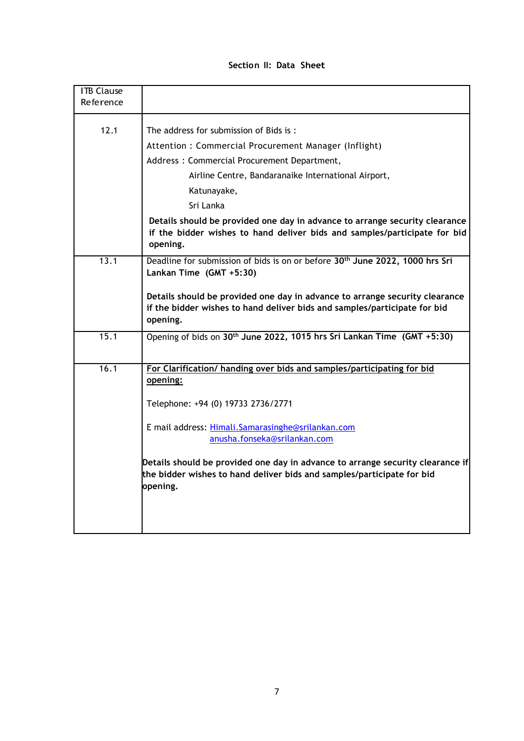### Section II: Data Sheet

| ITB Clause Reference | |
|---|---|
| 12.1 | The address for submission of Bids is :<br>Attention : Commercial Procurement Manager (Inflight)<br>Address : Commercial Procurement Department,<br>Airline Centre, Bandaranaike International Airport,<br>Katunayake,<br>Sri Lanka<br>**Details should be provided one day in advance to arrange security clearance if the bidder wishes to hand deliver bids and samples/participate for bid opening.** |
| 13.1 | Deadline for submission of bids is on or before **30th June 2022, 1000 hrs Sri Lankan Time (GMT +5:30)**<br><br>**Details should be provided one day in advance to arrange security clearance if the bidder wishes to hand deliver bids and samples/participate for bid opening.** |
| 15.1 | Opening of bids on **30th June 2022, 1015 hrs Sri Lankan Time (GMT +5:30)** |
| 16.1 | **For Clarification/ handing over bids and samples/participating for bid opening:**<br><br>Telephone: +94 (0) 19733 2736/2771<br><br>E mail address: Himali.Samarasinghe@srilankan.com<br>anusha.fonseka@srilankan.com<br><br>**Details should be provided one day in advance to arrange security clearance if the bidder wishes to hand deliver bids and samples/participate for bid opening.** |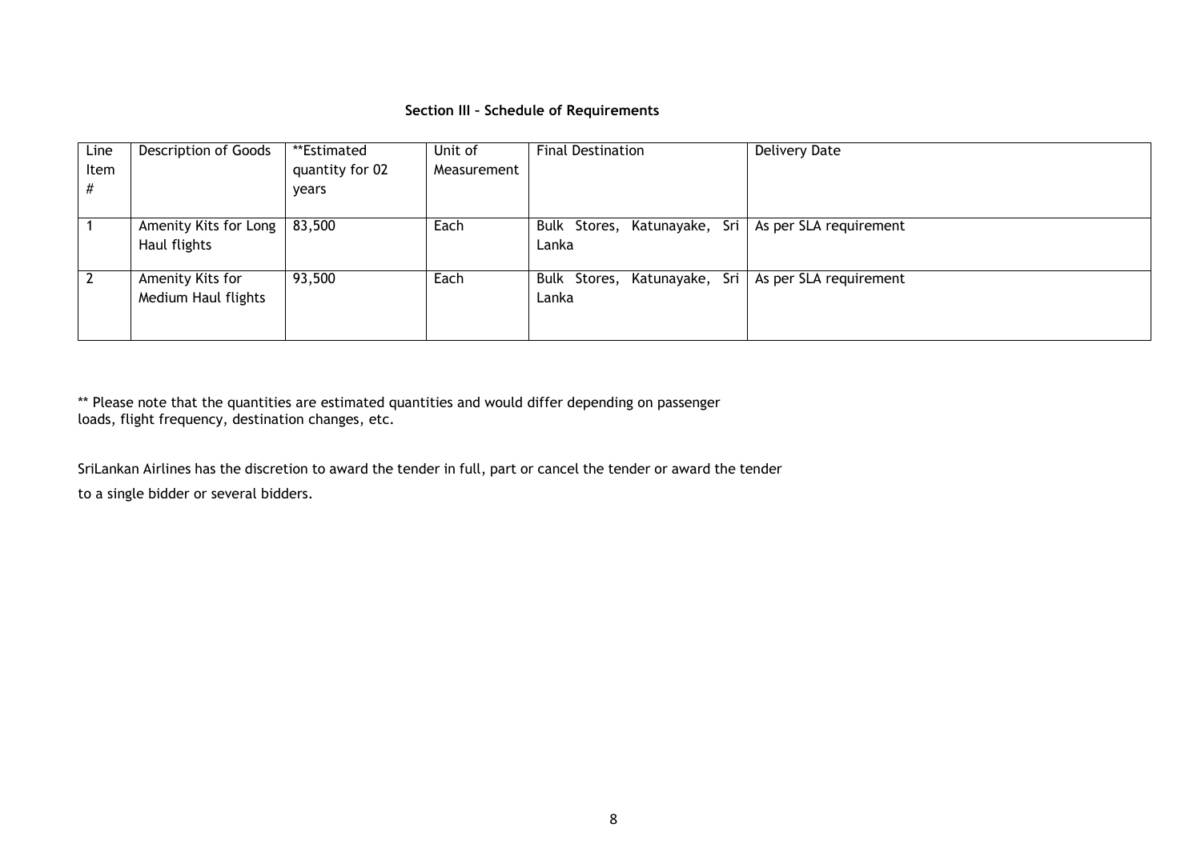### Section III – Schedule of Requirements

| Line Item # | Description of Goods | **Estimated quantity for 02 years | Unit of Measurement | Final Destination | Delivery Date |
|---|---|---|---|---|---|
| 1 | Amenity Kits for Long Haul flights | 83,500 | Each | Bulk Stores, Katunayake, Sri Lanka | As per SLA requirement |
| 2 | Amenity Kits for Medium Haul flights | 93,500 | Each | Bulk Stores, Katunayake, Sri Lanka | As per SLA requirement |

** Please note that the quantities are estimated quantities and would differ depending on passenger loads, flight frequency, destination changes, etc.

SriLankan Airlines has the discretion to award the tender in full, part or cancel the tender or award the tender to a single bidder or several bidders.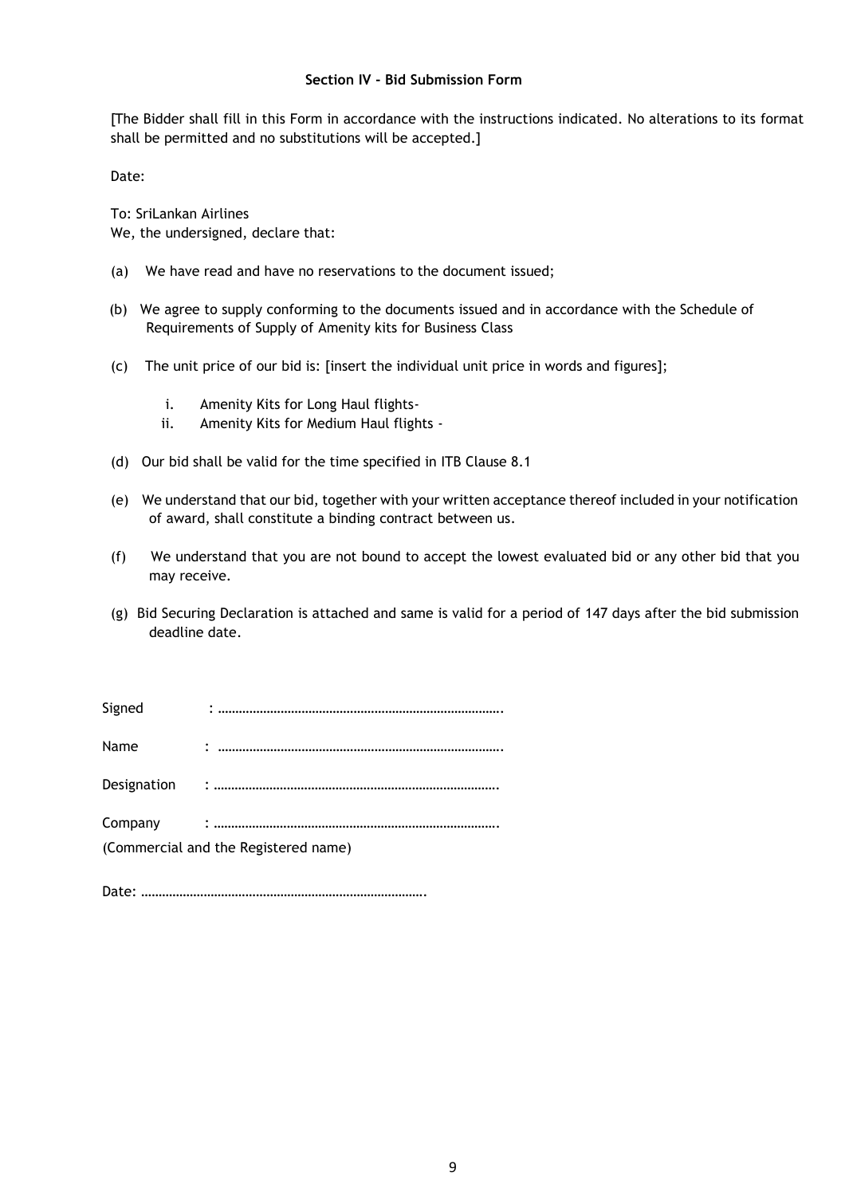## Section IV - Bid Submission Form

[The Bidder shall fill in this Form in accordance with the instructions indicated. No alterations to its format shall be permitted and no substitutions will be accepted.]

Date:

To: SriLankan Airlines
We, the undersigned, declare that:

(a) We have read and have no reservations to the document issued;

(b) We agree to supply conforming to the documents issued and in accordance with the Schedule of Requirements of Supply of Amenity kits for Business Class

(c) The unit price of our bid is: [insert the individual unit price in words and figures];

   i. Amenity Kits for Long Haul flights-
   ii. Amenity Kits for Medium Haul flights -

(d) Our bid shall be valid for the time specified in ITB Clause 8.1

(e) We understand that our bid, together with your written acceptance thereof included in your notification of award, shall constitute a binding contract between us.

(f) We understand that you are not bound to accept the lowest evaluated bid or any other bid that you may receive.

(g) Bid Securing Declaration is attached and same is valid for a period of 147 days after the bid submission deadline date.

Signed : ……………………………………………………………………….

Name : ……………………………………………………………………….

Designation : ……………………………………………………………………….

Company : ……………………………………………………………………….
(Commercial and the Registered name)

Date: ……………………………………………………………………….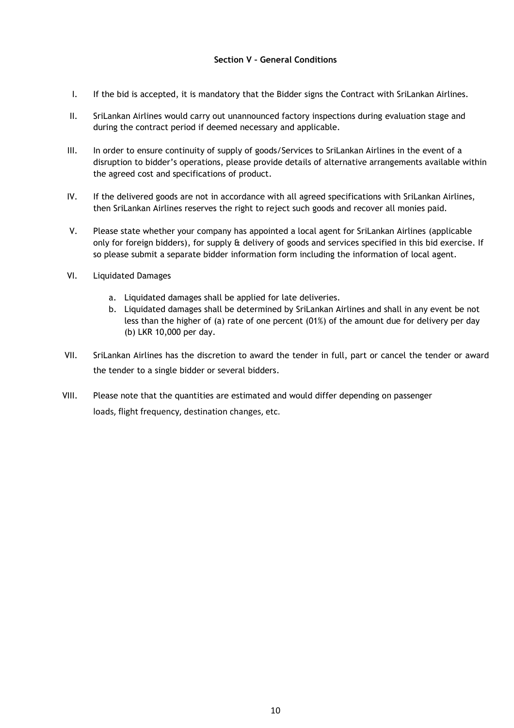**Section V – General Conditions**

I. If the bid is accepted, it is mandatory that the Bidder signs the Contract with SriLankan Airlines.

II. SriLankan Airlines would carry out unannounced factory inspections during evaluation stage and during the contract period if deemed necessary and applicable.

III. In order to ensure continuity of supply of goods/Services to SriLankan Airlines in the event of a disruption to bidder's operations, please provide details of alternative arrangements available within the agreed cost and specifications of product.

IV. If the delivered goods are not in accordance with all agreed specifications with SriLankan Airlines, then SriLankan Airlines reserves the right to reject such goods and recover all monies paid.

V. Please state whether your company has appointed a local agent for SriLankan Airlines (applicable only for foreign bidders), for supply & delivery of goods and services specified in this bid exercise. If so please submit a separate bidder information form including the information of local agent.

VI. Liquidated Damages

   a. Liquidated damages shall be applied for late deliveries.
   b. Liquidated damages shall be determined by SriLankan Airlines and shall in any event be not less than the higher of (a) rate of one percent (01%) of the amount due for delivery per day (b) LKR 10,000 per day.

VII. SriLankan Airlines has the discretion to award the tender in full, part or cancel the tender or award the tender to a single bidder or several bidders.

VIII. Please note that the quantities are estimated and would differ depending on passenger loads, flight frequency, destination changes, etc.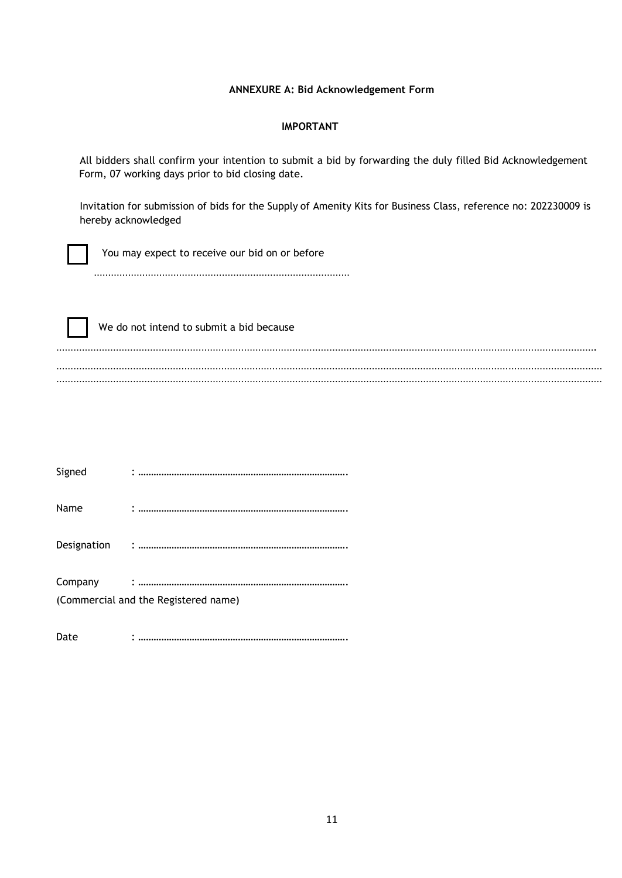**ANNEXURE A: Bid Acknowledgement Form**

**IMPORTANT**

All bidders shall confirm your intention to submit a bid by forwarding the duly filled Bid Acknowledgement Form, 07 working days prior to bid closing date.

Invitation for submission of bids for the Supply of Amenity Kits for Business Class, reference no: 202230009 is hereby acknowledged

☐ You may expect to receive our bid on or before

………………………………………………………………………………

☐ We do not intend to submit a bid because

…………………………………………………………………………………………………………………………………………………………………………………
…………………………………………………………………………………………………………………………………………………………………………………
…………………………………………………………………………………………………………………………………………………………………………………

Signed : ……………………………………………………………………….

Name : ……………………………………………………………………….

Designation : ……………………………………………………………………….

Company : ……………………………………………………………………….
(Commercial and the Registered name)

Date : ……………………………………………………………………….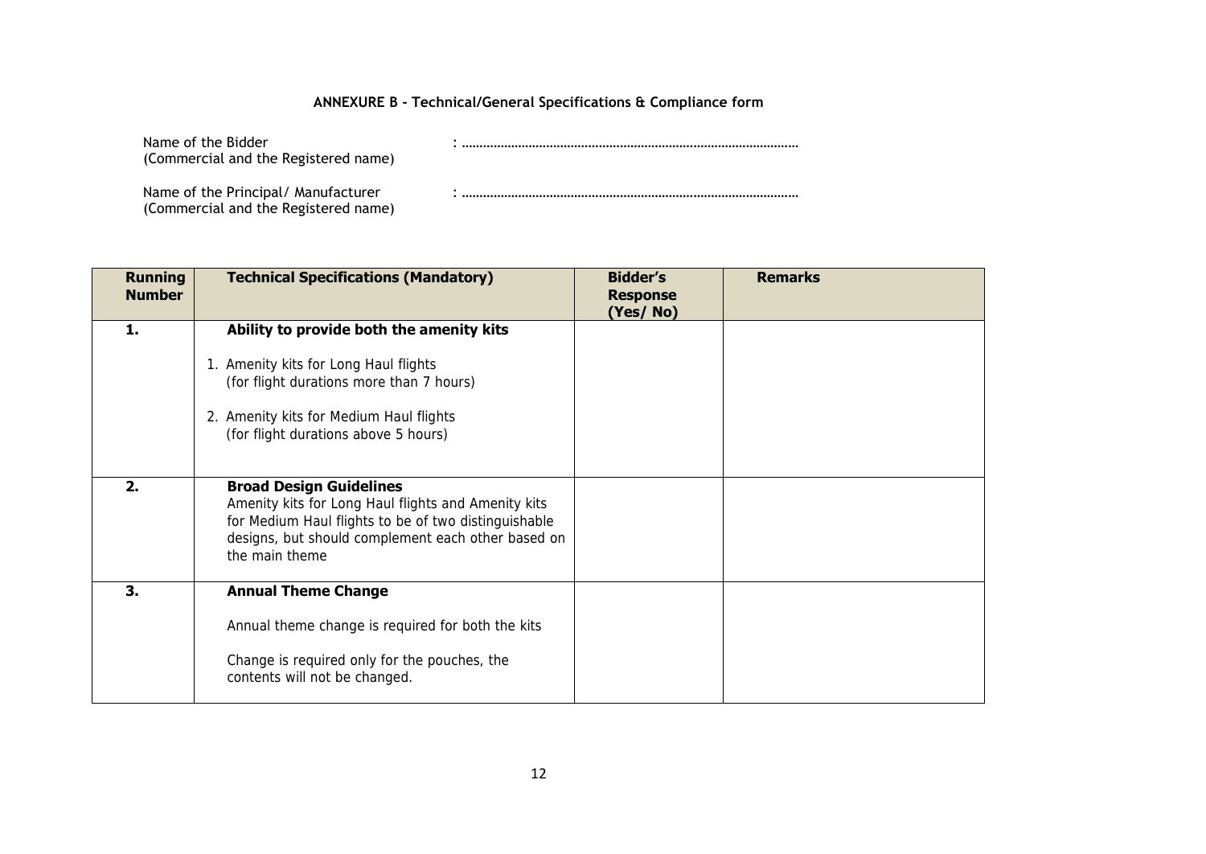**ANNEXURE B - Technical/General Specifications & Compliance form**

Name of the Bidder (Commercial and the Registered name) : ……………………………………………………………………………………

Name of the Principal/ Manufacturer (Commercial and the Registered name) : ……………………………………………………………………………………

| Running Number | Technical Specifications (Mandatory) | Bidder's Response (Yes/ No) | Remarks |
|---|---|---|---|
| **1.** | **Ability to provide both the amenity kits**<br><br>1. Amenity kits for Long Haul flights (for flight durations more than 7 hours)<br><br>2. Amenity kits for Medium Haul flights (for flight durations above 5 hours) | | |
| **2.** | **Broad Design Guidelines**<br>Amenity kits for Long Haul flights and Amenity kits for Medium Haul flights to be of two distinguishable designs, but should complement each other based on the main theme | | |
| **3.** | **Annual Theme Change**<br><br>Annual theme change is required for both the kits<br><br>Change is required only for the pouches, the contents will not be changed. | | |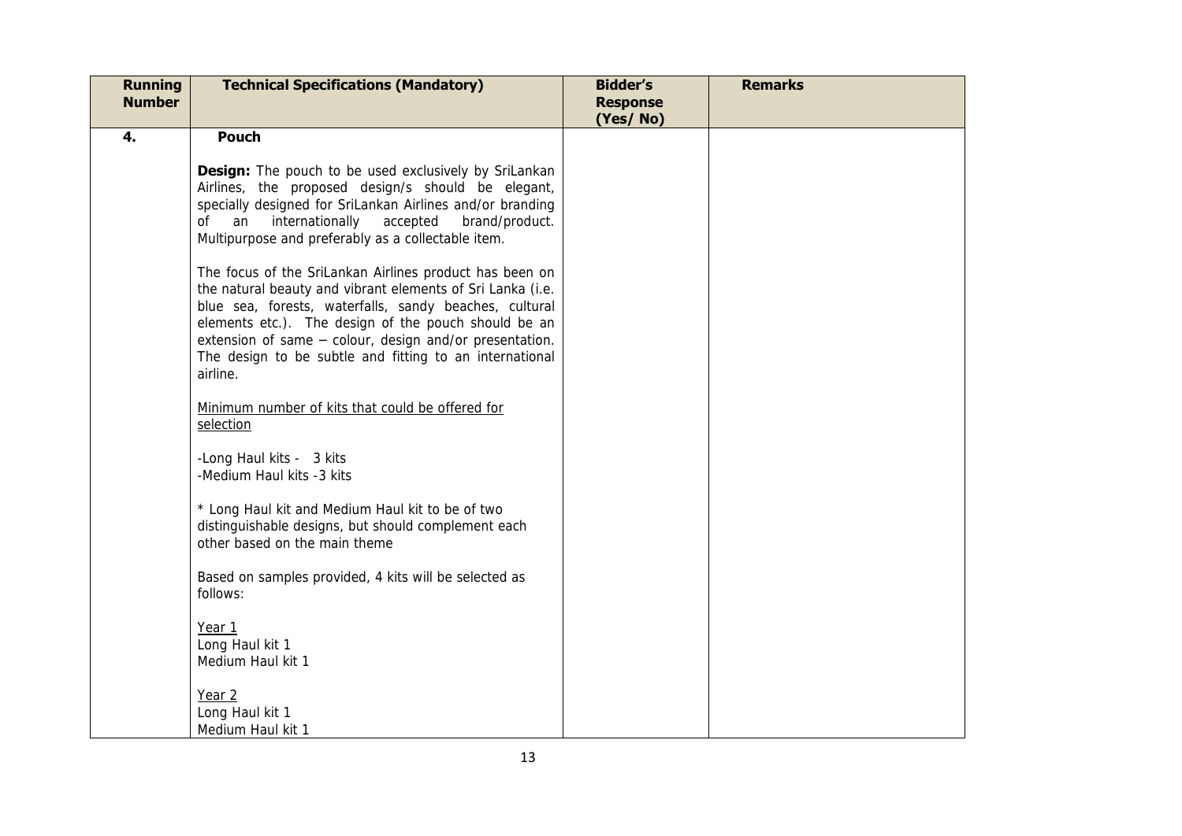| Running Number | Technical Specifications (Mandatory) | Bidder's Response (Yes/ No) | Remarks |
|---|---|---|---|
| **4.** | **Pouch**<br><br>**Design:** The pouch to be used exclusively by SriLankan Airlines, the proposed design/s should be elegant, specially designed for SriLankan Airlines and/or branding of an internationally accepted brand/product. Multipurpose and preferably as a collectable item.<br><br>The focus of the SriLankan Airlines product has been on the natural beauty and vibrant elements of Sri Lanka (i.e. blue sea, forests, waterfalls, sandy beaches, cultural elements etc.). The design of the pouch should be an extension of same – colour, design and/or presentation. The design to be subtle and fitting to an international airline.<br><br><u>Minimum number of kits that could be offered for selection</u><br><br>-Long Haul kits - 3 kits<br>-Medium Haul kits -3 kits<br><br>* Long Haul kit and Medium Haul kit to be of two distinguishable designs, but should complement each other based on the main theme<br><br>Based on samples provided, 4 kits will be selected as follows:<br><br><u>Year 1</u><br>Long Haul kit 1<br>Medium Haul kit 1<br><br><u>Year 2</u><br>Long Haul kit 1<br>Medium Haul kit 1 | | |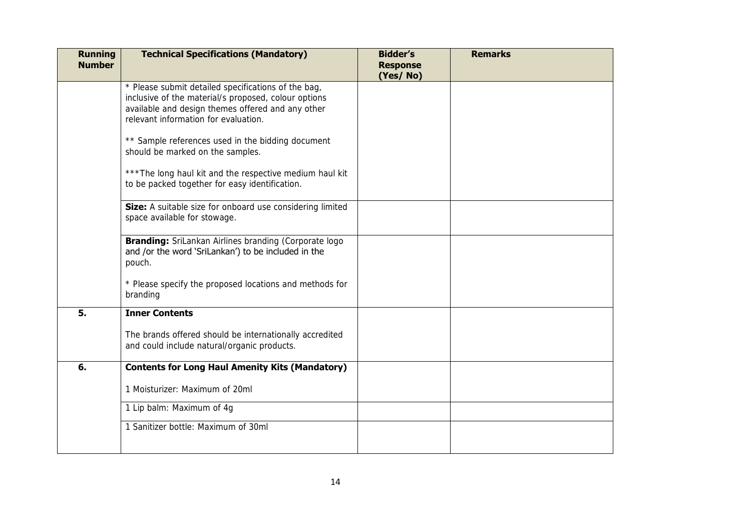| Running Number | Technical Specifications (Mandatory) | Bidder's Response (Yes/ No) | Remarks |
|---|---|---|---|
| | * Please submit detailed specifications of the bag, inclusive of the material/s proposed, colour options available and design themes offered and any other relevant information for evaluation.<br><br>** Sample references used in the bidding document should be marked on the samples.<br><br>***The long haul kit and the respective medium haul kit to be packed together for easy identification. | | |
| | **Size:** A suitable size for onboard use considering limited space available for stowage. | | |
| | **Branding:** SriLankan Airlines branding (Corporate logo and /or the word 'SriLankan') to be included in the pouch.<br><br>* Please specify the proposed locations and methods for branding | | |
| **5.** | **Inner Contents**<br><br>The brands offered should be internationally accredited and could include natural/organic products. | | |
| **6.** | **Contents for Long Haul Amenity Kits (Mandatory)**<br><br>1 Moisturizer: Maximum of 20ml | | |
| | 1 Lip balm: Maximum of 4g | | |
| | 1 Sanitizer bottle: Maximum of 30ml | | |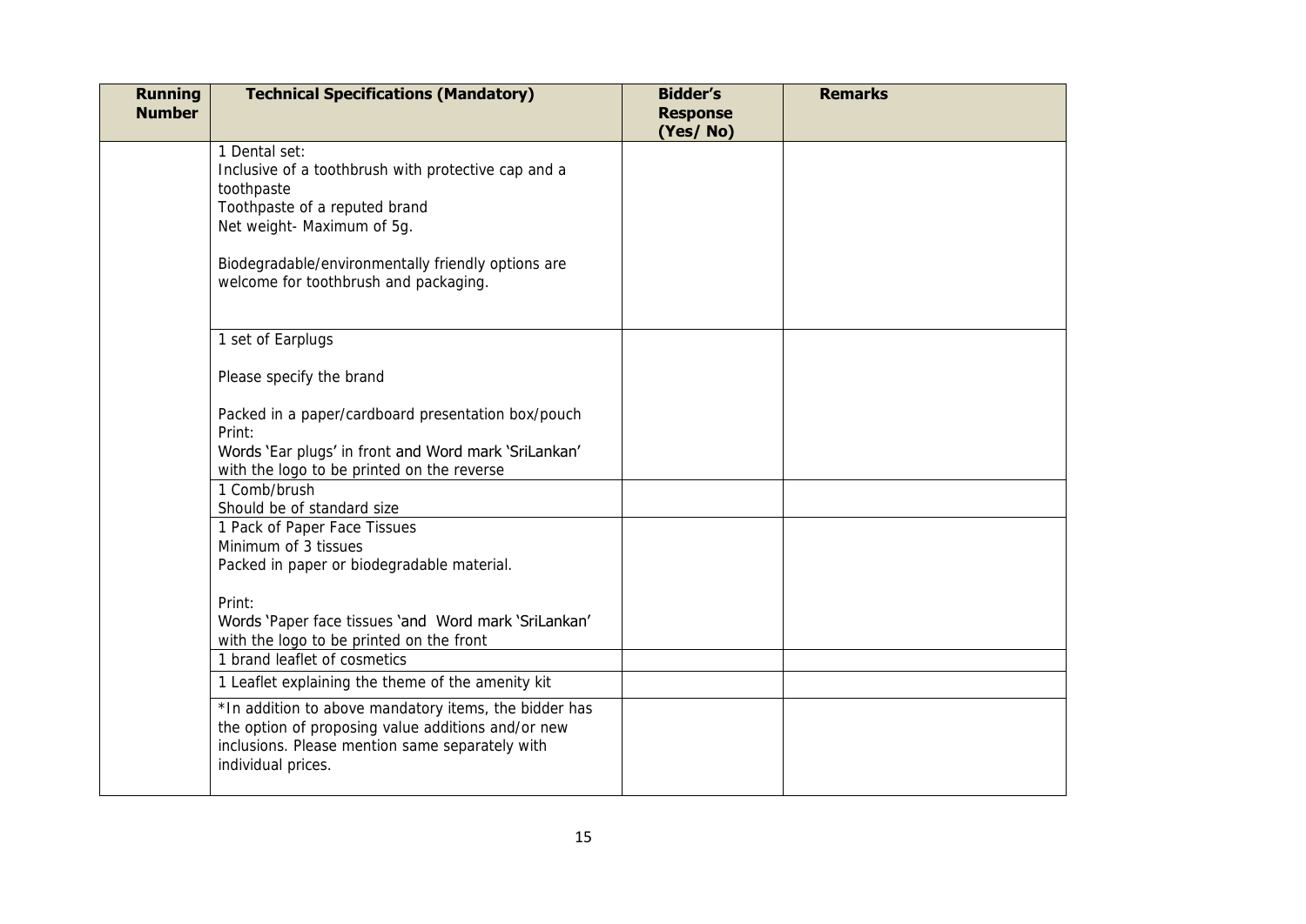| Running Number | Technical Specifications (Mandatory) | Bidder's Response (Yes/ No) | Remarks |
|---|---|---|---|
| | 1 Dental set:<br>Inclusive of a toothbrush with protective cap and a toothpaste<br>Toothpaste of a reputed brand<br>Net weight- Maximum of 5g.<br><br>Biodegradable/environmentally friendly options are welcome for toothbrush and packaging. | | |
| | 1 set of Earplugs<br><br>Please specify the brand<br><br>Packed in a paper/cardboard presentation box/pouch<br>Print:<br>Words 'Ear plugs' in front and Word mark 'SriLankan' with the logo to be printed on the reverse | | |
| | 1 Comb/brush<br>Should be of standard size | | |
| | 1 Pack of Paper Face Tissues<br>Minimum of 3 tissues<br>Packed in paper or biodegradable material.<br><br>Print:<br>Words 'Paper face tissues 'and Word mark 'SriLankan' with the logo to be printed on the front | | |
| | 1 brand leaflet of cosmetics | | |
| | 1 Leaflet explaining the theme of the amenity kit | | |
| | *In addition to above mandatory items, the bidder has the option of proposing value additions and/or new inclusions. Please mention same separately with individual prices. | | |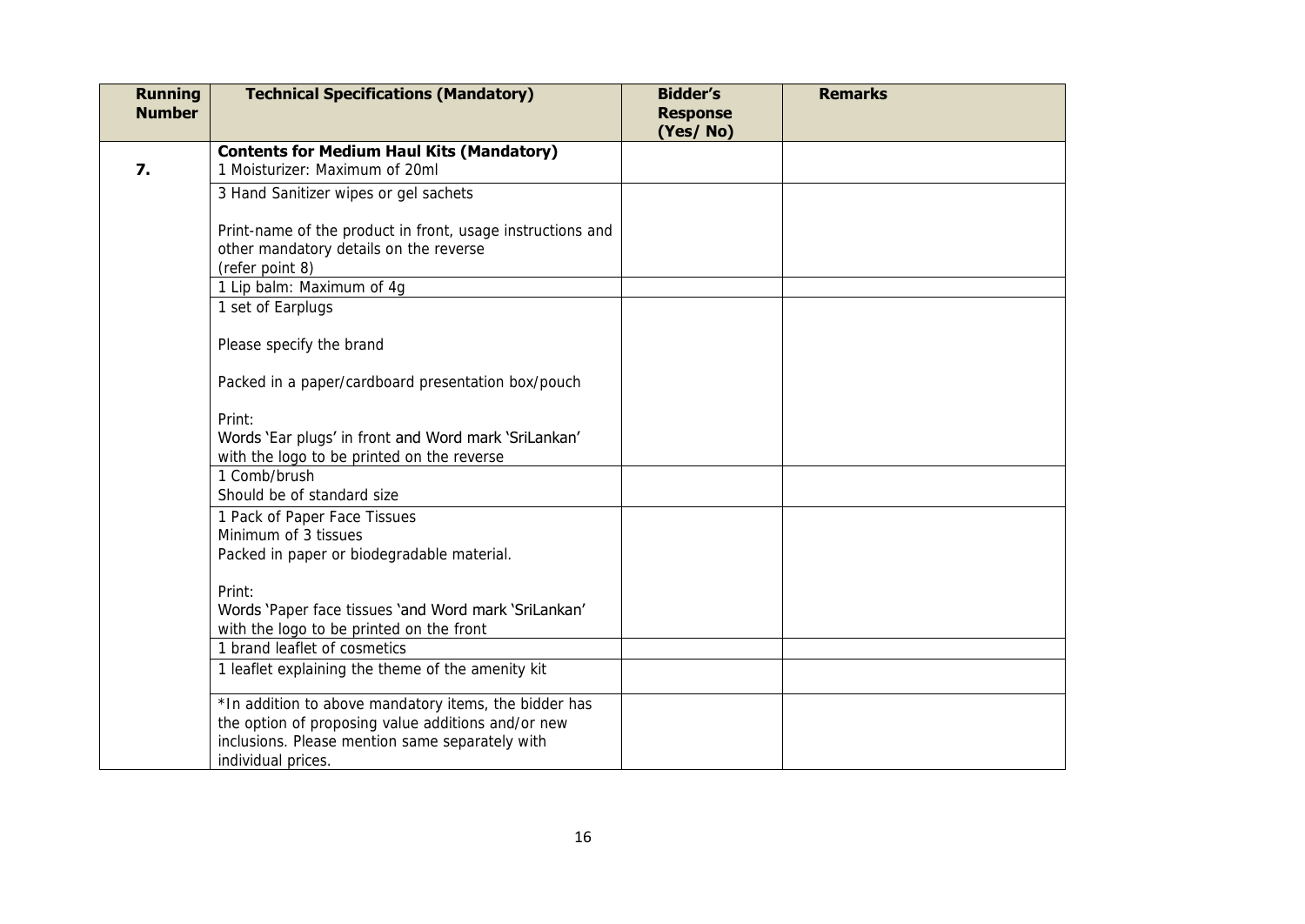| Running Number | Technical Specifications (Mandatory) | Bidder's Response (Yes/ No) | Remarks |
|---|---|---|---|
| **7.** | **Contents for Medium Haul Kits (Mandatory)**<br>1 Moisturizer: Maximum of 20ml | | |
| | 3 Hand Sanitizer wipes or gel sachets<br><br>Print-name of the product in front, usage instructions and other mandatory details on the reverse<br>(refer point 8) | | |
| | 1 Lip balm: Maximum of 4g | | |
| | 1 set of Earplugs<br><br>Please specify the brand<br><br>Packed in a paper/cardboard presentation box/pouch<br><br>Print:<br>Words 'Ear plugs' in front and Word mark 'SriLankan' with the logo to be printed on the reverse | | |
| | 1 Comb/brush<br>Should be of standard size | | |
| | 1 Pack of Paper Face Tissues<br>Minimum of 3 tissues<br>Packed in paper or biodegradable material.<br><br>Print:<br>Words 'Paper face tissues 'and Word mark 'SriLankan' with the logo to be printed on the front | | |
| | 1 brand leaflet of cosmetics | | |
| | 1 leaflet explaining the theme of the amenity kit | | |
| | *In addition to above mandatory items, the bidder has the option of proposing value additions and/or new inclusions. Please mention same separately with individual prices. | | |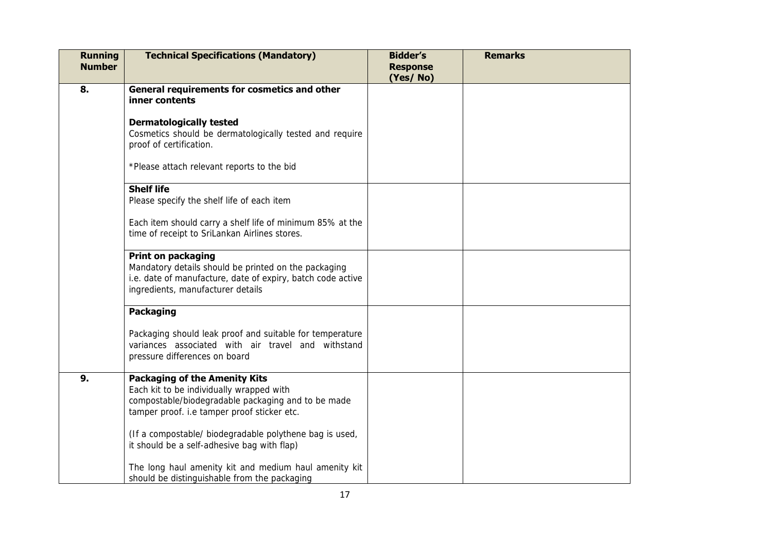| Running Number | Technical Specifications (Mandatory) | Bidder's Response (Yes/ No) | Remarks |
| --- | --- | --- | --- |
| 8. | **General requirements for cosmetics and other inner contents**<br><br>**Dermatologically tested**<br>Cosmetics should be dermatologically tested and require proof of certification.<br><br>*Please attach relevant reports to the bid | | |
| | **Shelf life**<br>Please specify the shelf life of each item<br><br>Each item should carry a shelf life of minimum 85% at the time of receipt to SriLankan Airlines stores. | | |
| | **Print on packaging**<br>Mandatory details should be printed on the packaging i.e. date of manufacture, date of expiry, batch code active ingredients, manufacturer details | | |
| | **Packaging**<br><br>Packaging should leak proof and suitable for temperature variances associated with air travel and withstand pressure differences on board | | |
| 9. | **Packaging of the Amenity Kits**<br>Each kit to be individually wrapped with compostable/biodegradable packaging and to be made tamper proof. i.e tamper proof sticker etc.<br><br>(If a compostable/ biodegradable polythene bag is used, it should be a self-adhesive bag with flap)<br><br>The long haul amenity kit and medium haul amenity kit should be distinguishable from the packaging | | |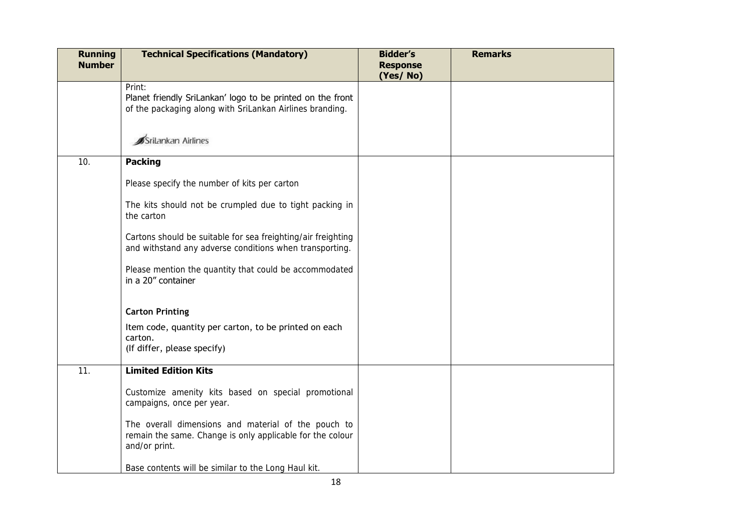| Running Number | Technical Specifications (Mandatory) | Bidder's Response (Yes/ No) | Remarks |
|---|---|---|---|
| | Print:<br>Planet friendly SriLankan' logo to be printed on the front of the packaging along with SriLankan Airlines branding.<br><br>SriLankan Airlines | | |
| 10. | **Packing**<br><br>Please specify the number of kits per carton<br><br>The kits should not be crumpled due to tight packing in the carton<br><br>Cartons should be suitable for sea freighting/air freighting and withstand any adverse conditions when transporting.<br><br>Please mention the quantity that could be accommodated in a 20" container<br><br>**Carton Printing**<br><br>Item code, quantity per carton, to be printed on each carton.<br>(If differ, please specify) | | |
| 11. | **Limited Edition Kits**<br><br>Customize amenity kits based on special promotional campaigns, once per year.<br><br>The overall dimensions and material of the pouch to remain the same. Change is only applicable for the colour and/or print.<br><br>Base contents will be similar to the Long Haul kit. | | |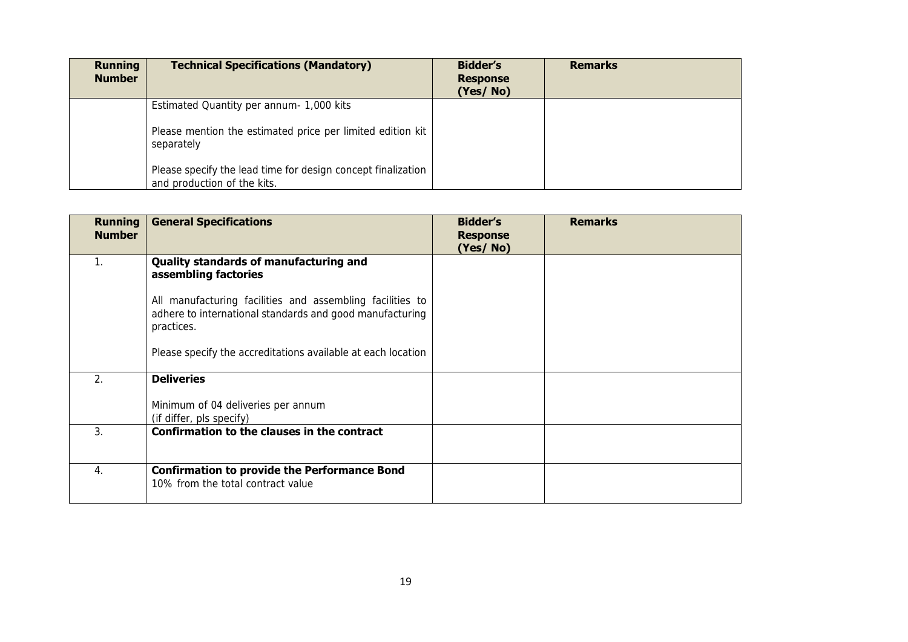| Running Number | Technical Specifications (Mandatory) | Bidder's Response (Yes/ No) | Remarks |
|---|---|---|---|
| | Estimated Quantity per annum- 1,000 kits<br><br>Please mention the estimated price per limited edition kit separately<br><br>Please specify the lead time for design concept finalization and production of the kits. | | |

| Running Number | General Specifications | Bidder's Response (Yes/ No) | Remarks |
|---|---|---|---|
| 1. | **Quality standards of manufacturing and assembling factories**<br><br>All manufacturing facilities and assembling facilities to adhere to international standards and good manufacturing practices.<br><br>Please specify the accreditations available at each location | | |
| 2. | **Deliveries**<br><br>Minimum of 04 deliveries per annum<br>(if differ, pls specify) | | |
| 3. | **Confirmation to the clauses in the contract** | | |
| 4. | **Confirmation to provide the Performance Bond**<br>10% from the total contract value | | |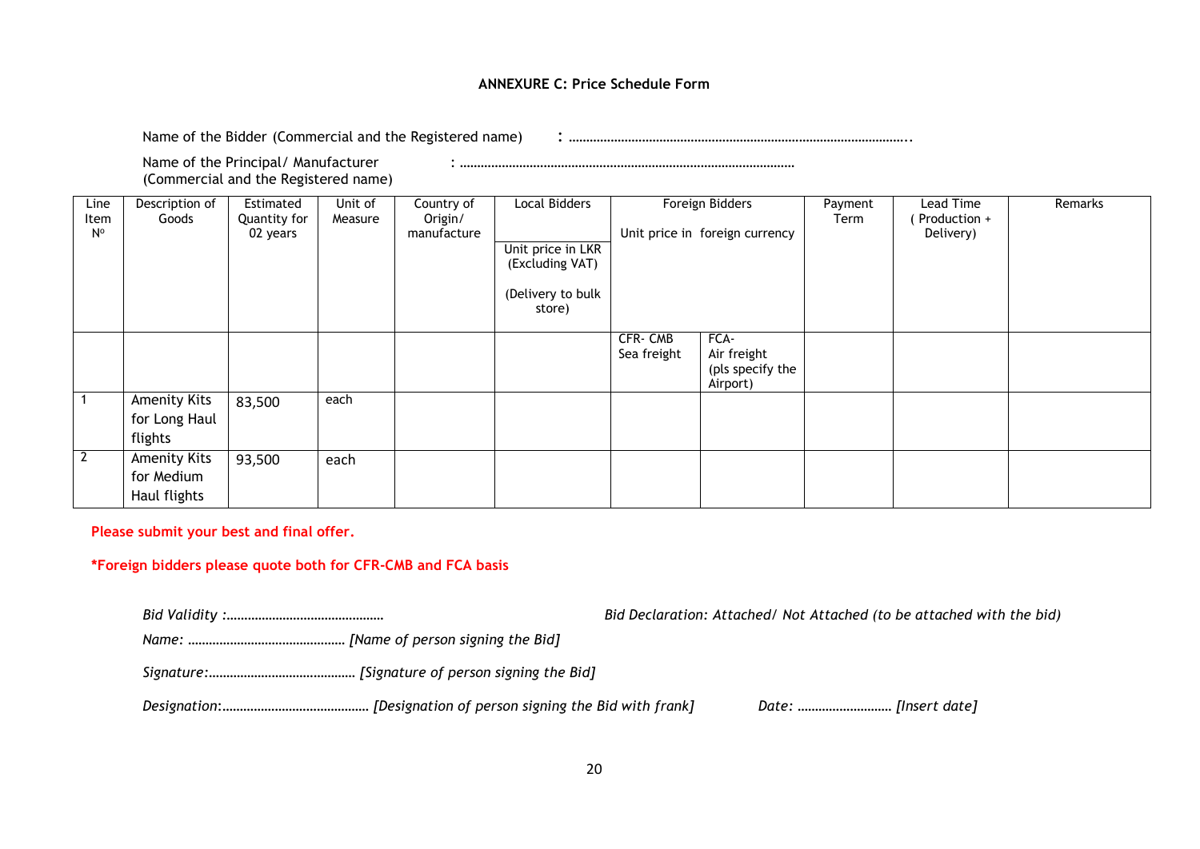## ANNEXURE C: Price Schedule Form

Name of the Bidder (Commercial and the Registered name) : ……………………………………………………………………………………..

Name of the Principal/ Manufacturer (Commercial and the Registered name) : ……………………………………………………………………………………

| Line Item Nº | Description of Goods | Estimated Quantity for 02 years | Unit of Measure | Country of Origin/ manufacture | Local Bidders | Foreign Bidders | | Payment Term | Lead Time ( Production + Delivery) | Remarks |
|---|---|---|---|---|---|---|---|---|---|---|
| | | | | | Unit price in LKR (Excluding VAT) (Delivery to bulk store) | Unit price in foreign currency | | | | |
| | | | | | | CFR- CMB Sea freight | FCA- Air freight (pls specify the Airport) | | | |
| 1 | Amenity Kits for Long Haul flights | 83,500 | each | | | | | | | |
| 2 | Amenity Kits for Medium Haul flights | 93,500 | each | | | | | | | |

**Please submit your best and final offer.**

**\*Foreign bidders please quote both for CFR-CMB and FCA basis**

*Bid Validity :………………………………………*

*Bid Declaration: Attached/ Not Attached (to be attached with the bid)*

*Name: ……………………………………… [Name of person signing the Bid]*

*Signature:…………………………………… [Signature of person signing the Bid]*

*Designation:…………………………………… [Designation of person signing the Bid with frank]*

*Date: ……………………… [Insert date]*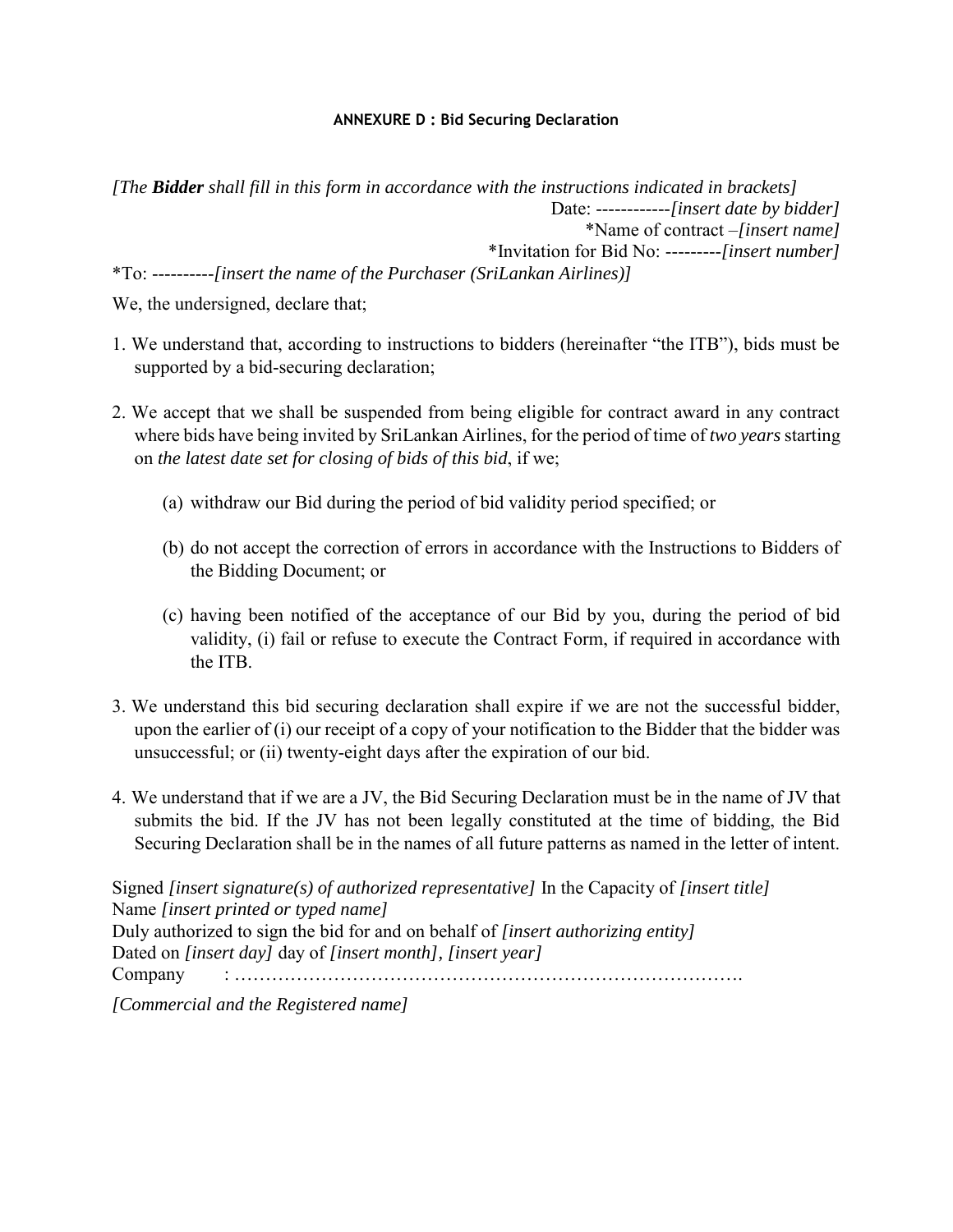### ANNEXURE D : Bid Securing Declaration

*[The **Bidder** shall fill in this form in accordance with the instructions indicated in brackets]*

Date: ------------*[insert date by bidder]*

*Name of contract –*[insert name]*

*Invitation for Bid No: ---------*[insert number]*

*To: ----------*[insert the name of the Purchaser (SriLankan Airlines)]*

We, the undersigned, declare that;

1. We understand that, according to instructions to bidders (hereinafter "the ITB"), bids must be supported by a bid-securing declaration;

2. We accept that we shall be suspended from being eligible for contract award in any contract where bids have being invited by SriLankan Airlines, for the period of time of *two years* starting on *the latest date set for closing of bids of this bid*, if we;

   (a) withdraw our Bid during the period of bid validity period specified; or

   (b) do not accept the correction of errors in accordance with the Instructions to Bidders of the Bidding Document; or

   (c) having been notified of the acceptance of our Bid by you, during the period of bid validity, (i) fail or refuse to execute the Contract Form, if required in accordance with the ITB.

3. We understand this bid securing declaration shall expire if we are not the successful bidder, upon the earlier of (i) our receipt of a copy of your notification to the Bidder that the bidder was unsuccessful; or (ii) twenty-eight days after the expiration of our bid.

4. We understand that if we are a JV, the Bid Securing Declaration must be in the name of JV that submits the bid. If the JV has not been legally constituted at the time of bidding, the Bid Securing Declaration shall be in the names of all future patterns as named in the letter of intent.

Signed *[insert signature(s) of authorized representative]* In the Capacity of *[insert title]*
Name *[insert printed or typed name]*
Duly authorized to sign the bid for and on behalf of *[insert authorizing entity]*
Dated on *[insert day]* day of *[insert month]*, *[insert year]*
Company : ………………………………………………………………………….

*[Commercial and the Registered name]*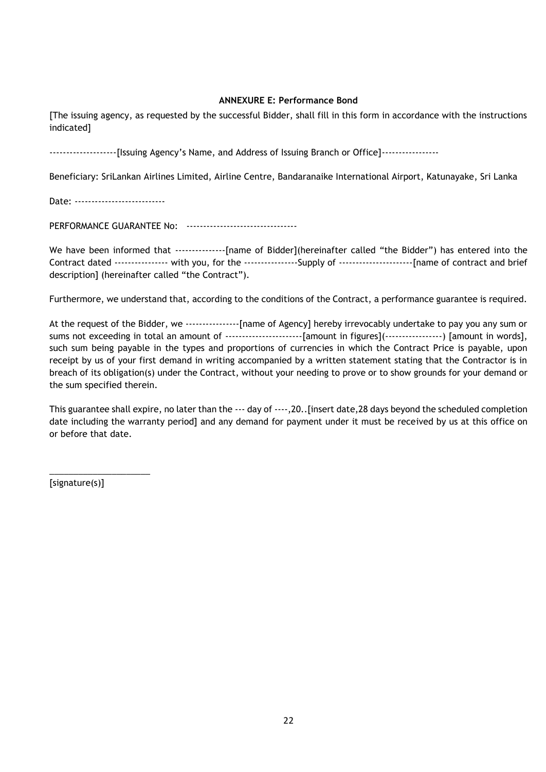**ANNEXURE E: Performance Bond**

[The issuing agency, as requested by the successful Bidder, shall fill in this form in accordance with the instructions indicated]

-------------------[Issuing Agency's Name, and Address of Issuing Branch or Office]----------------

Beneficiary: SriLankan Airlines Limited, Airline Centre, Bandaranaike International Airport, Katunayake, Sri Lanka

Date: --------------------------

PERFORMANCE GUARANTEE No: --------------------------------

We have been informed that ---------------[name of Bidder](hereinafter called "the Bidder") has entered into the Contract dated --------------- with you, for the ---------------Supply of ---------------------[name of contract and brief description] (hereinafter called "the Contract").

Furthermore, we understand that, according to the conditions of the Contract, a performance guarantee is required.

At the request of the Bidder, we ----------------[name of Agency] hereby irrevocably undertake to pay you any sum or sums not exceeding in total an amount of ----------------------[amount in figures](----------------) [amount in words], such sum being payable in the types and proportions of currencies in which the Contract Price is payable, upon receipt by us of your first demand in writing accompanied by a written statement stating that the Contractor is in breach of its obligation(s) under the Contract, without your needing to prove or to show grounds for your demand or the sum specified therein.

This guarantee shall expire, no later than the --- day of ----,20..[insert date,28 days beyond the scheduled completion date including the warranty period] and any demand for payment under it must be received by us at this office on or before that date.

_____________________

[signature(s)]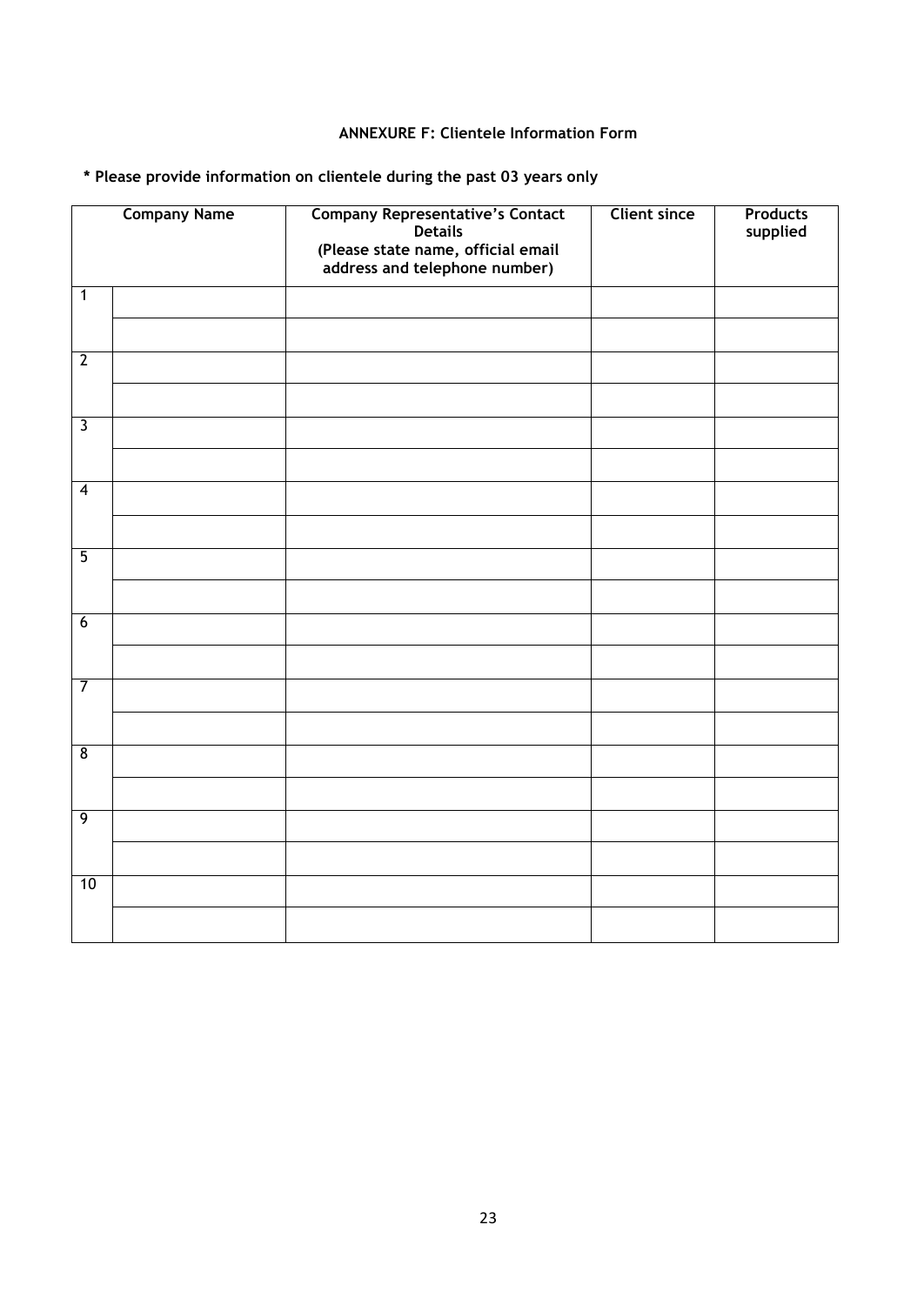## ANNEXURE F: Clientele Information Form

**\* Please provide information on clientele during the past 03 years only**

| Company Name | | Company Representative's Contact Details (Please state name, official email address and telephone number) | Client since | Products supplied |
|---|---|---|---|---|
| 1 | | | | |
| | | | | |
| 2 | | | | |
| | | | | |
| 3 | | | | |
| | | | | |
| 4 | | | | |
| | | | | |
| 5 | | | | |
| | | | | |
| 6 | | | | |
| | | | | |
| 7 | | | | |
| | | | | |
| 8 | | | | |
| | | | | |
| 9 | | | | |
| | | | | |
| 10 | | | | |
| | | | | |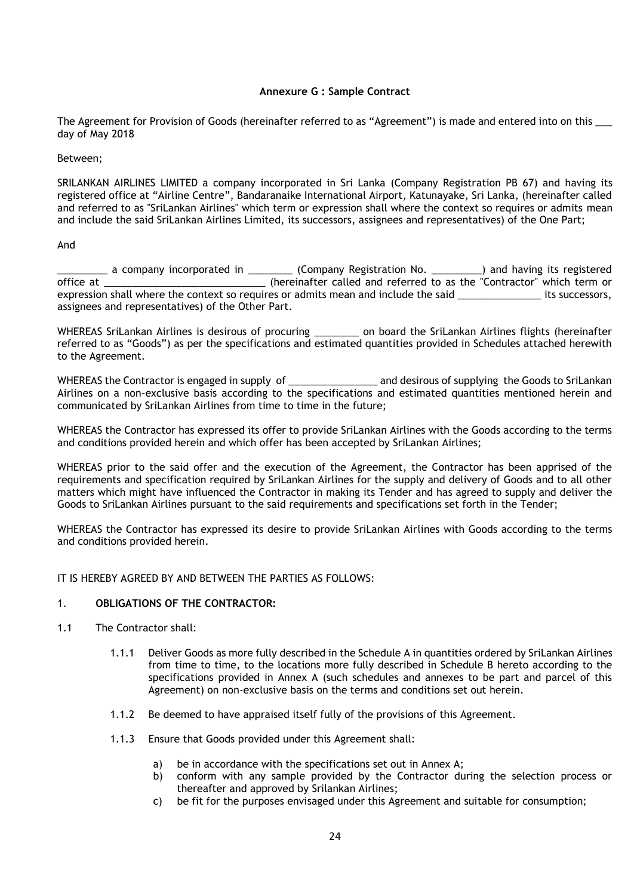**Annexure G : Sample Contract**

The Agreement for Provision of Goods (hereinafter referred to as "Agreement") is made and entered into on this ___ day of May 2018

Between;

SRILANKAN AIRLINES LIMITED a company incorporated in Sri Lanka (Company Registration PB 67) and having its registered office at "Airline Centre", Bandaranaike International Airport, Katunayake, Sri Lanka, (hereinafter called and referred to as "SriLankan Airlines" which term or expression shall where the context so requires or admits mean and include the said SriLankan Airlines Limited, its successors, assignees and representatives) of the One Part;

And

_________ a company incorporated in ________ (Company Registration No. _________) and having its registered office at _____________________________ (hereinafter called and referred to as the "Contractor" which term or expression shall where the context so requires or admits mean and include the said _______________ its successors, assignees and representatives) of the Other Part.

WHEREAS SriLankan Airlines is desirous of procuring ________ on board the SriLankan Airlines flights (hereinafter referred to as "Goods") as per the specifications and estimated quantities provided in Schedules attached herewith to the Agreement.

WHEREAS the Contractor is engaged in supply of ________________ and desirous of supplying the Goods to SriLankan Airlines on a non-exclusive basis according to the specifications and estimated quantities mentioned herein and communicated by SriLankan Airlines from time to time in the future;

WHEREAS the Contractor has expressed its offer to provide SriLankan Airlines with the Goods according to the terms and conditions provided herein and which offer has been accepted by SriLankan Airlines;

WHEREAS prior to the said offer and the execution of the Agreement, the Contractor has been apprised of the requirements and specification required by SriLankan Airlines for the supply and delivery of Goods and to all other matters which might have influenced the Contractor in making its Tender and has agreed to supply and deliver the Goods to SriLankan Airlines pursuant to the said requirements and specifications set forth in the Tender;

WHEREAS the Contractor has expressed its desire to provide SriLankan Airlines with Goods according to the terms and conditions provided herein.

IT IS HEREBY AGREED BY AND BETWEEN THE PARTIES AS FOLLOWS:

1. **OBLIGATIONS OF THE CONTRACTOR:**

1.1 The Contractor shall:

1.1.1 Deliver Goods as more fully described in the Schedule A in quantities ordered by SriLankan Airlines from time to time, to the locations more fully described in Schedule B hereto according to the specifications provided in Annex A (such schedules and annexes to be part and parcel of this Agreement) on non-exclusive basis on the terms and conditions set out herein.

1.1.2 Be deemed to have appraised itself fully of the provisions of this Agreement.

1.1.3 Ensure that Goods provided under this Agreement shall:

a) be in accordance with the specifications set out in Annex A;
b) conform with any sample provided by the Contractor during the selection process or thereafter and approved by Srilankan Airlines;
c) be fit for the purposes envisaged under this Agreement and suitable for consumption;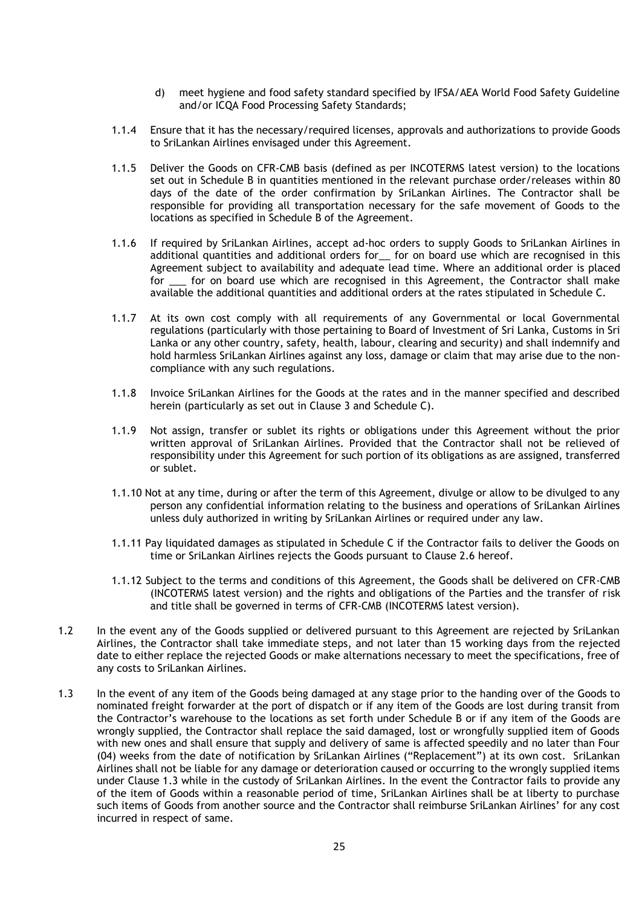d) meet hygiene and food safety standard specified by IFSA/AEA World Food Safety Guideline and/or ICQA Food Processing Safety Standards;

1.1.4 Ensure that it has the necessary/required licenses, approvals and authorizations to provide Goods to SriLankan Airlines envisaged under this Agreement.

1.1.5 Deliver the Goods on CFR-CMB basis (defined as per INCOTERMS latest version) to the locations set out in Schedule B in quantities mentioned in the relevant purchase order/releases within 80 days of the date of the order confirmation by SriLankan Airlines. The Contractor shall be responsible for providing all transportation necessary for the safe movement of Goods to the locations as specified in Schedule B of the Agreement.

1.1.6 If required by SriLankan Airlines, accept ad-hoc orders to supply Goods to SriLankan Airlines in additional quantities and additional orders for__ for on board use which are recognised in this Agreement subject to availability and adequate lead time. Where an additional order is placed for ___ for on board use which are recognised in this Agreement, the Contractor shall make available the additional quantities and additional orders at the rates stipulated in Schedule C.

1.1.7 At its own cost comply with all requirements of any Governmental or local Governmental regulations (particularly with those pertaining to Board of Investment of Sri Lanka, Customs in Sri Lanka or any other country, safety, health, labour, clearing and security) and shall indemnify and hold harmless SriLankan Airlines against any loss, damage or claim that may arise due to the non-compliance with any such regulations.

1.1.8 Invoice SriLankan Airlines for the Goods at the rates and in the manner specified and described herein (particularly as set out in Clause 3 and Schedule C).

1.1.9 Not assign, transfer or sublet its rights or obligations under this Agreement without the prior written approval of SriLankan Airlines. Provided that the Contractor shall not be relieved of responsibility under this Agreement for such portion of its obligations as are assigned, transferred or sublet.

1.1.10 Not at any time, during or after the term of this Agreement, divulge or allow to be divulged to any person any confidential information relating to the business and operations of SriLankan Airlines unless duly authorized in writing by SriLankan Airlines or required under any law.

1.1.11 Pay liquidated damages as stipulated in Schedule C if the Contractor fails to deliver the Goods on time or SriLankan Airlines rejects the Goods pursuant to Clause 2.6 hereof.

1.1.12 Subject to the terms and conditions of this Agreement, the Goods shall be delivered on CFR-CMB (INCOTERMS latest version) and the rights and obligations of the Parties and the transfer of risk and title shall be governed in terms of CFR-CMB (INCOTERMS latest version).

1.2 In the event any of the Goods supplied or delivered pursuant to this Agreement are rejected by SriLankan Airlines, the Contractor shall take immediate steps, and not later than 15 working days from the rejected date to either replace the rejected Goods or make alternations necessary to meet the specifications, free of any costs to SriLankan Airlines.

1.3 In the event of any item of the Goods being damaged at any stage prior to the handing over of the Goods to nominated freight forwarder at the port of dispatch or if any item of the Goods are lost during transit from the Contractor's warehouse to the locations as set forth under Schedule B or if any item of the Goods are wrongly supplied, the Contractor shall replace the said damaged, lost or wrongfully supplied item of Goods with new ones and shall ensure that supply and delivery of same is affected speedily and no later than Four (04) weeks from the date of notification by SriLankan Airlines ("Replacement") at its own cost. SriLankan Airlines shall not be liable for any damage or deterioration caused or occurring to the wrongly supplied items under Clause 1.3 while in the custody of SriLankan Airlines. In the event the Contractor fails to provide any of the item of Goods within a reasonable period of time, SriLankan Airlines shall be at liberty to purchase such items of Goods from another source and the Contractor shall reimburse SriLankan Airlines' for any cost incurred in respect of same.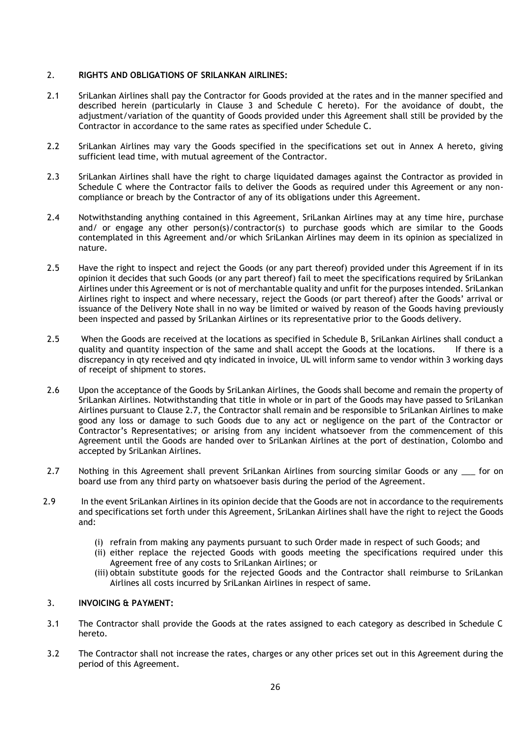## 2. RIGHTS AND OBLIGATIONS OF SRILANKAN AIRLINES:

2.1 SriLankan Airlines shall pay the Contractor for Goods provided at the rates and in the manner specified and described herein (particularly in Clause 3 and Schedule C hereto). For the avoidance of doubt, the adjustment/variation of the quantity of Goods provided under this Agreement shall still be provided by the Contractor in accordance to the same rates as specified under Schedule C.

2.2 SriLankan Airlines may vary the Goods specified in the specifications set out in Annex A hereto, giving sufficient lead time, with mutual agreement of the Contractor.

2.3 SriLankan Airlines shall have the right to charge liquidated damages against the Contractor as provided in Schedule C where the Contractor fails to deliver the Goods as required under this Agreement or any non-compliance or breach by the Contractor of any of its obligations under this Agreement.

2.4 Notwithstanding anything contained in this Agreement, SriLankan Airlines may at any time hire, purchase and/ or engage any other person(s)/contractor(s) to purchase goods which are similar to the Goods contemplated in this Agreement and/or which SriLankan Airlines may deem in its opinion as specialized in nature.

2.5 Have the right to inspect and reject the Goods (or any part thereof) provided under this Agreement if in its opinion it decides that such Goods (or any part thereof) fail to meet the specifications required by SriLankan Airlines under this Agreement or is not of merchantable quality and unfit for the purposes intended. SriLankan Airlines right to inspect and where necessary, reject the Goods (or part thereof) after the Goods' arrival or issuance of the Delivery Note shall in no way be limited or waived by reason of the Goods having previously been inspected and passed by SriLankan Airlines or its representative prior to the Goods delivery.

2.5 When the Goods are received at the locations as specified in Schedule B, SriLankan Airlines shall conduct a quality and quantity inspection of the same and shall accept the Goods at the locations. If there is a discrepancy in qty received and qty indicated in invoice, UL will inform same to vendor within 3 working days of receipt of shipment to stores.

2.6 Upon the acceptance of the Goods by SriLankan Airlines, the Goods shall become and remain the property of SriLankan Airlines. Notwithstanding that title in whole or in part of the Goods may have passed to SriLankan Airlines pursuant to Clause 2.7, the Contractor shall remain and be responsible to SriLankan Airlines to make good any loss or damage to such Goods due to any act or negligence on the part of the Contractor or Contractor's Representatives; or arising from any incident whatsoever from the commencement of this Agreement until the Goods are handed over to SriLankan Airlines at the port of destination, Colombo and accepted by SriLankan Airlines.

2.7 Nothing in this Agreement shall prevent SriLankan Airlines from sourcing similar Goods or any ___ for on board use from any third party on whatsoever basis during the period of the Agreement.

2.9 In the event SriLankan Airlines in its opinion decide that the Goods are not in accordance to the requirements and specifications set forth under this Agreement, SriLankan Airlines shall have the right to reject the Goods and:

(i) refrain from making any payments pursuant to such Order made in respect of such Goods; and
(ii) either replace the rejected Goods with goods meeting the specifications required under this Agreement free of any costs to SriLankan Airlines; or
(iii) obtain substitute goods for the rejected Goods and the Contractor shall reimburse to SriLankan Airlines all costs incurred by SriLankan Airlines in respect of same.

## 3. INVOICING & PAYMENT:

3.1 The Contractor shall provide the Goods at the rates assigned to each category as described in Schedule C hereto.

3.2 The Contractor shall not increase the rates, charges or any other prices set out in this Agreement during the period of this Agreement.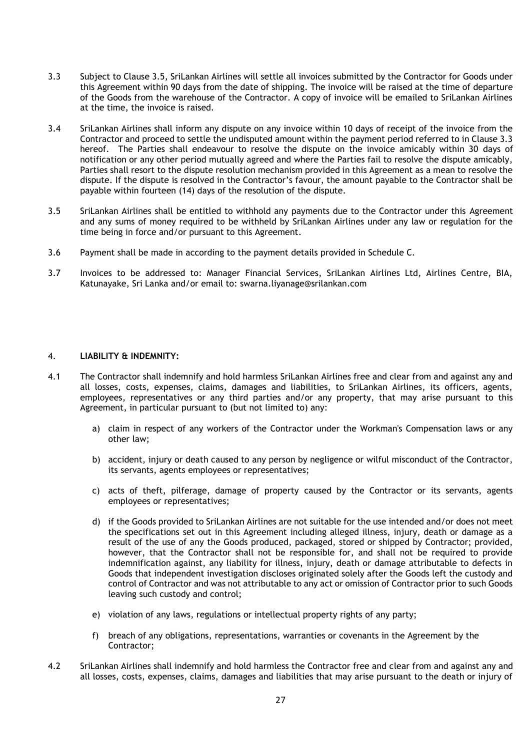3.3 Subject to Clause 3.5, SriLankan Airlines will settle all invoices submitted by the Contractor for Goods under this Agreement within 90 days from the date of shipping. The invoice will be raised at the time of departure of the Goods from the warehouse of the Contractor. A copy of invoice will be emailed to SriLankan Airlines at the time, the invoice is raised.

3.4 SriLankan Airlines shall inform any dispute on any invoice within 10 days of receipt of the invoice from the Contractor and proceed to settle the undisputed amount within the payment period referred to in Clause 3.3 hereof. The Parties shall endeavour to resolve the dispute on the invoice amicably within 30 days of notification or any other period mutually agreed and where the Parties fail to resolve the dispute amicably, Parties shall resort to the dispute resolution mechanism provided in this Agreement as a mean to resolve the dispute. If the dispute is resolved in the Contractor's favour, the amount payable to the Contractor shall be payable within fourteen (14) days of the resolution of the dispute.

3.5 SriLankan Airlines shall be entitled to withhold any payments due to the Contractor under this Agreement and any sums of money required to be withheld by SriLankan Airlines under any law or regulation for the time being in force and/or pursuant to this Agreement.

3.6 Payment shall be made in according to the payment details provided in Schedule C.

3.7 Invoices to be addressed to: Manager Financial Services, SriLankan Airlines Ltd, Airlines Centre, BIA, Katunayake, Sri Lanka and/or email to: swarna.liyanage@srilankan.com

4. **LIABILITY & INDEMNITY:**

4.1 The Contractor shall indemnify and hold harmless SriLankan Airlines free and clear from and against any and all losses, costs, expenses, claims, damages and liabilities, to SriLankan Airlines, its officers, agents, employees, representatives or any third parties and/or any property, that may arise pursuant to this Agreement, in particular pursuant to (but not limited to) any:

a) claim in respect of any workers of the Contractor under the Workman's Compensation laws or any other law;

b) accident, injury or death caused to any person by negligence or wilful misconduct of the Contractor, its servants, agents employees or representatives;

c) acts of theft, pilferage, damage of property caused by the Contractor or its servants, agents employees or representatives;

d) if the Goods provided to SriLankan Airlines are not suitable for the use intended and/or does not meet the specifications set out in this Agreement including alleged illness, injury, death or damage as a result of the use of any the Goods produced, packaged, stored or shipped by Contractor; provided, however, that the Contractor shall not be responsible for, and shall not be required to provide indemnification against, any liability for illness, injury, death or damage attributable to defects in Goods that independent investigation discloses originated solely after the Goods left the custody and control of Contractor and was not attributable to any act or omission of Contractor prior to such Goods leaving such custody and control;

e) violation of any laws, regulations or intellectual property rights of any party;

f) breach of any obligations, representations, warranties or covenants in the Agreement by the Contractor;

4.2 SriLankan Airlines shall indemnify and hold harmless the Contractor free and clear from and against any and all losses, costs, expenses, claims, damages and liabilities that may arise pursuant to the death or injury of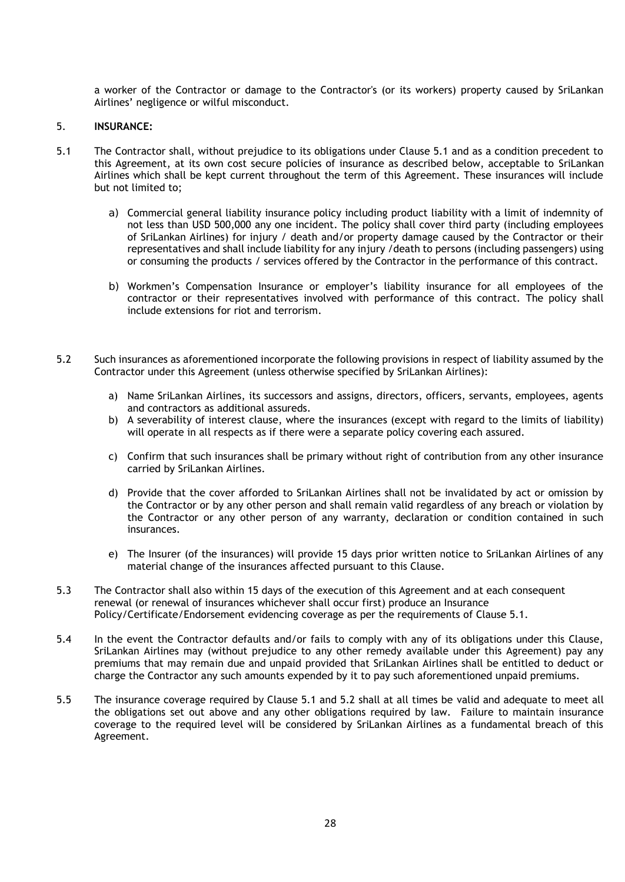a worker of the Contractor or damage to the Contractor's (or its workers) property caused by SriLankan Airlines' negligence or wilful misconduct.

5. **INSURANCE:**

5.1 The Contractor shall, without prejudice to its obligations under Clause 5.1 and as a condition precedent to this Agreement, at its own cost secure policies of insurance as described below, acceptable to SriLankan Airlines which shall be kept current throughout the term of this Agreement. These insurances will include but not limited to;

a) Commercial general liability insurance policy including product liability with a limit of indemnity of not less than USD 500,000 any one incident. The policy shall cover third party (including employees of SriLankan Airlines) for injury / death and/or property damage caused by the Contractor or their representatives and shall include liability for any injury /death to persons (including passengers) using or consuming the products / services offered by the Contractor in the performance of this contract.

b) Workmen's Compensation Insurance or employer's liability insurance for all employees of the contractor or their representatives involved with performance of this contract. The policy shall include extensions for riot and terrorism.

5.2 Such insurances as aforementioned incorporate the following provisions in respect of liability assumed by the Contractor under this Agreement (unless otherwise specified by SriLankan Airlines):

a) Name SriLankan Airlines, its successors and assigns, directors, officers, servants, employees, agents and contractors as additional assureds.

b) A severability of interest clause, where the insurances (except with regard to the limits of liability) will operate in all respects as if there were a separate policy covering each assured.

c) Confirm that such insurances shall be primary without right of contribution from any other insurance carried by SriLankan Airlines.

d) Provide that the cover afforded to SriLankan Airlines shall not be invalidated by act or omission by the Contractor or by any other person and shall remain valid regardless of any breach or violation by the Contractor or any other person of any warranty, declaration or condition contained in such insurances.

e) The Insurer (of the insurances) will provide 15 days prior written notice to SriLankan Airlines of any material change of the insurances affected pursuant to this Clause.

5.3 The Contractor shall also within 15 days of the execution of this Agreement and at each consequent renewal (or renewal of insurances whichever shall occur first) produce an Insurance Policy/Certificate/Endorsement evidencing coverage as per the requirements of Clause 5.1.

5.4 In the event the Contractor defaults and/or fails to comply with any of its obligations under this Clause, SriLankan Airlines may (without prejudice to any other remedy available under this Agreement) pay any premiums that may remain due and unpaid provided that SriLankan Airlines shall be entitled to deduct or charge the Contractor any such amounts expended by it to pay such aforementioned unpaid premiums.

5.5 The insurance coverage required by Clause 5.1 and 5.2 shall at all times be valid and adequate to meet all the obligations set out above and any other obligations required by law. Failure to maintain insurance coverage to the required level will be considered by SriLankan Airlines as a fundamental breach of this Agreement.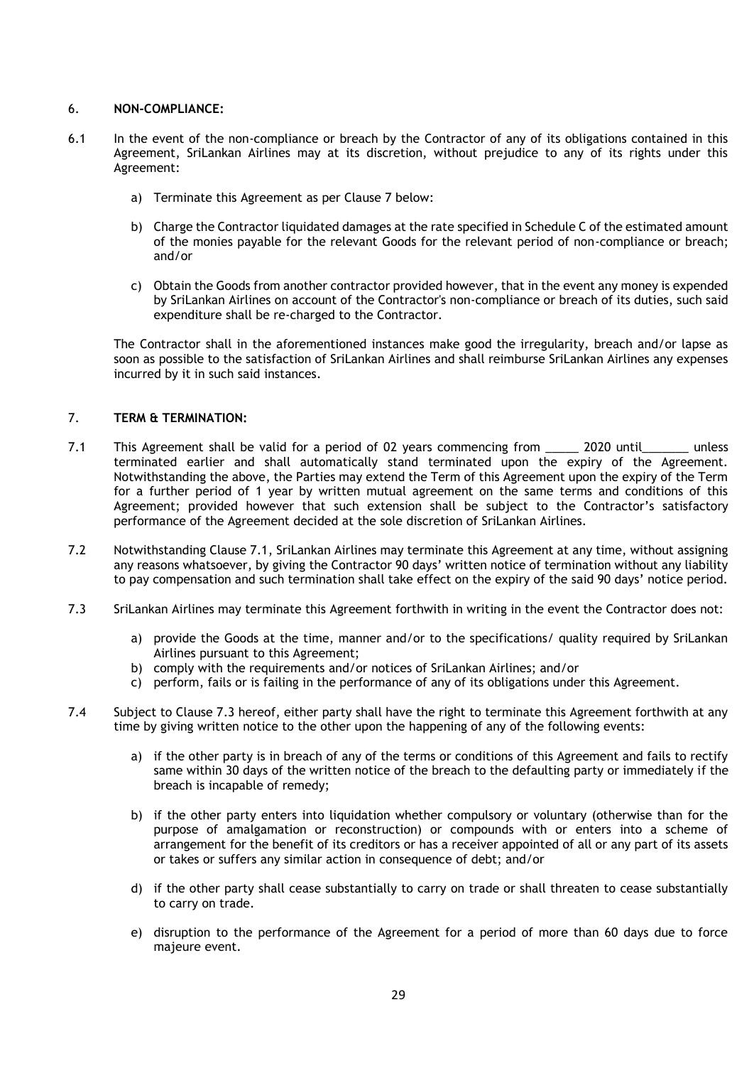## 6. NON-COMPLIANCE:

6.1 In the event of the non-compliance or breach by the Contractor of any of its obligations contained in this Agreement, SriLankan Airlines may at its discretion, without prejudice to any of its rights under this Agreement:

a) Terminate this Agreement as per Clause 7 below:

b) Charge the Contractor liquidated damages at the rate specified in Schedule C of the estimated amount of the monies payable for the relevant Goods for the relevant period of non-compliance or breach; and/or

c) Obtain the Goods from another contractor provided however, that in the event any money is expended by SriLankan Airlines on account of the Contractor's non-compliance or breach of its duties, such said expenditure shall be re-charged to the Contractor.

The Contractor shall in the aforementioned instances make good the irregularity, breach and/or lapse as soon as possible to the satisfaction of SriLankan Airlines and shall reimburse SriLankan Airlines any expenses incurred by it in such said instances.

## 7. TERM & TERMINATION:

7.1 This Agreement shall be valid for a period of 02 years commencing from _____ 2020 until_______ unless terminated earlier and shall automatically stand terminated upon the expiry of the Agreement. Notwithstanding the above, the Parties may extend the Term of this Agreement upon the expiry of the Term for a further period of 1 year by written mutual agreement on the same terms and conditions of this Agreement; provided however that such extension shall be subject to the Contractor's satisfactory performance of the Agreement decided at the sole discretion of SriLankan Airlines.

7.2 Notwithstanding Clause 7.1, SriLankan Airlines may terminate this Agreement at any time, without assigning any reasons whatsoever, by giving the Contractor 90 days' written notice of termination without any liability to pay compensation and such termination shall take effect on the expiry of the said 90 days' notice period.

7.3 SriLankan Airlines may terminate this Agreement forthwith in writing in the event the Contractor does not:

a) provide the Goods at the time, manner and/or to the specifications/ quality required by SriLankan Airlines pursuant to this Agreement;
b) comply with the requirements and/or notices of SriLankan Airlines; and/or
c) perform, fails or is failing in the performance of any of its obligations under this Agreement.

7.4 Subject to Clause 7.3 hereof, either party shall have the right to terminate this Agreement forthwith at any time by giving written notice to the other upon the happening of any of the following events:

a) if the other party is in breach of any of the terms or conditions of this Agreement and fails to rectify same within 30 days of the written notice of the breach to the defaulting party or immediately if the breach is incapable of remedy;

b) if the other party enters into liquidation whether compulsory or voluntary (otherwise than for the purpose of amalgamation or reconstruction) or compounds with or enters into a scheme of arrangement for the benefit of its creditors or has a receiver appointed of all or any part of its assets or takes or suffers any similar action in consequence of debt; and/or

d) if the other party shall cease substantially to carry on trade or shall threaten to cease substantially to carry on trade.

e) disruption to the performance of the Agreement for a period of more than 60 days due to force majeure event.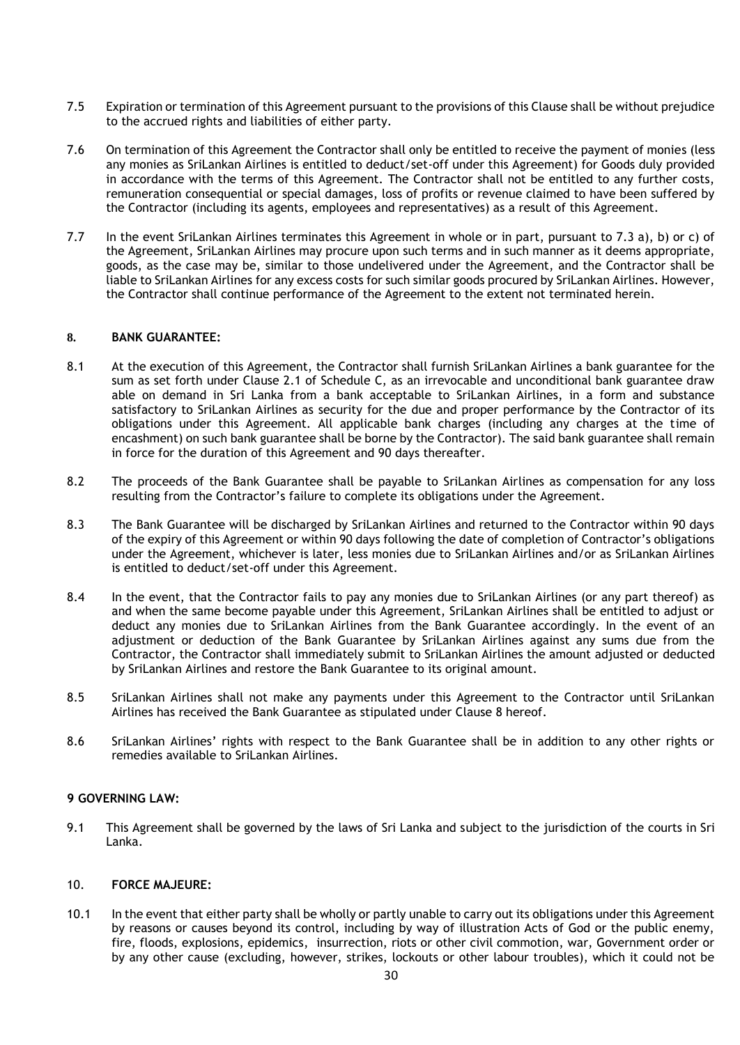7.5 Expiration or termination of this Agreement pursuant to the provisions of this Clause shall be without prejudice to the accrued rights and liabilities of either party.

7.6 On termination of this Agreement the Contractor shall only be entitled to receive the payment of monies (less any monies as SriLankan Airlines is entitled to deduct/set-off under this Agreement) for Goods duly provided in accordance with the terms of this Agreement. The Contractor shall not be entitled to any further costs, remuneration consequential or special damages, loss of profits or revenue claimed to have been suffered by the Contractor (including its agents, employees and representatives) as a result of this Agreement.

7.7 In the event SriLankan Airlines terminates this Agreement in whole or in part, pursuant to 7.3 a), b) or c) of the Agreement, SriLankan Airlines may procure upon such terms and in such manner as it deems appropriate, goods, as the case may be, similar to those undelivered under the Agreement, and the Contractor shall be liable to SriLankan Airlines for any excess costs for such similar goods procured by SriLankan Airlines. However, the Contractor shall continue performance of the Agreement to the extent not terminated herein.

## 8. BANK GUARANTEE:

8.1 At the execution of this Agreement, the Contractor shall furnish SriLankan Airlines a bank guarantee for the sum as set forth under Clause 2.1 of Schedule C, as an irrevocable and unconditional bank guarantee draw able on demand in Sri Lanka from a bank acceptable to SriLankan Airlines, in a form and substance satisfactory to SriLankan Airlines as security for the due and proper performance by the Contractor of its obligations under this Agreement. All applicable bank charges (including any charges at the time of encashment) on such bank guarantee shall be borne by the Contractor). The said bank guarantee shall remain in force for the duration of this Agreement and 90 days thereafter.

8.2 The proceeds of the Bank Guarantee shall be payable to SriLankan Airlines as compensation for any loss resulting from the Contractor's failure to complete its obligations under the Agreement.

8.3 The Bank Guarantee will be discharged by SriLankan Airlines and returned to the Contractor within 90 days of the expiry of this Agreement or within 90 days following the date of completion of Contractor's obligations under the Agreement, whichever is later, less monies due to SriLankan Airlines and/or as SriLankan Airlines is entitled to deduct/set-off under this Agreement.

8.4 In the event, that the Contractor fails to pay any monies due to SriLankan Airlines (or any part thereof) as and when the same become payable under this Agreement, SriLankan Airlines shall be entitled to adjust or deduct any monies due to SriLankan Airlines from the Bank Guarantee accordingly. In the event of an adjustment or deduction of the Bank Guarantee by SriLankan Airlines against any sums due from the Contractor, the Contractor shall immediately submit to SriLankan Airlines the amount adjusted or deducted by SriLankan Airlines and restore the Bank Guarantee to its original amount.

8.5 SriLankan Airlines shall not make any payments under this Agreement to the Contractor until SriLankan Airlines has received the Bank Guarantee as stipulated under Clause 8 hereof.

8.6 SriLankan Airlines' rights with respect to the Bank Guarantee shall be in addition to any other rights or remedies available to SriLankan Airlines.

## 9 GOVERNING LAW:

9.1 This Agreement shall be governed by the laws of Sri Lanka and subject to the jurisdiction of the courts in Sri Lanka.

## 10. FORCE MAJEURE:

10.1 In the event that either party shall be wholly or partly unable to carry out its obligations under this Agreement by reasons or causes beyond its control, including by way of illustration Acts of God or the public enemy, fire, floods, explosions, epidemics, insurrection, riots or other civil commotion, war, Government order or by any other cause (excluding, however, strikes, lockouts or other labour troubles), which it could not be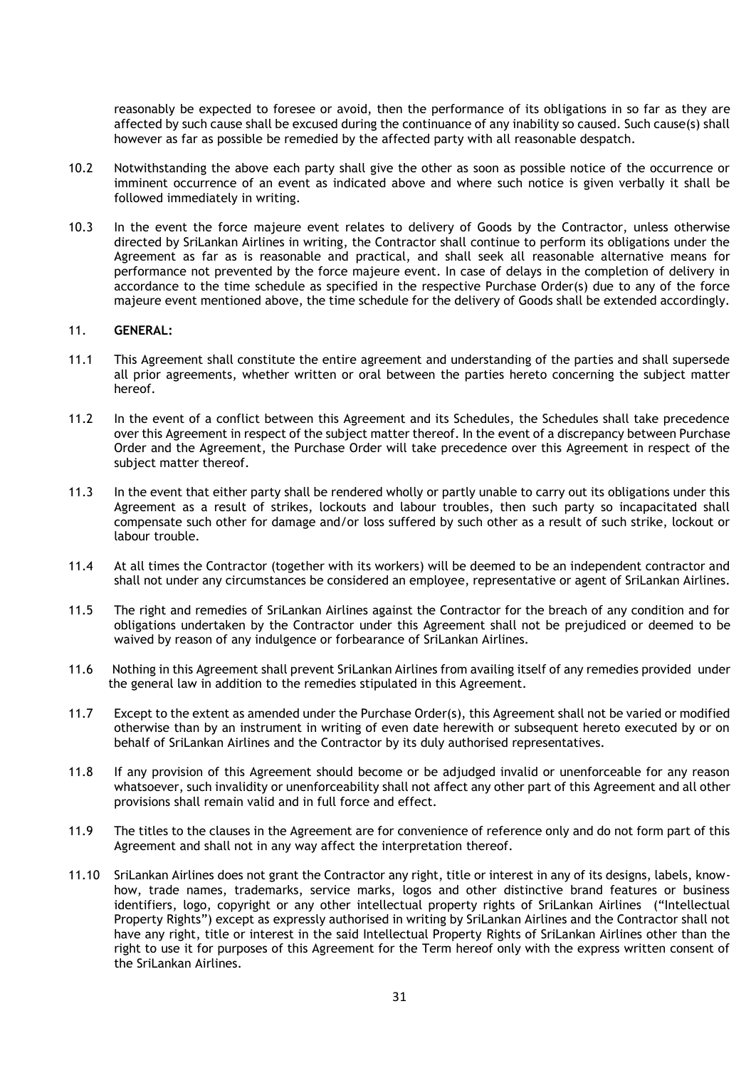reasonably be expected to foresee or avoid, then the performance of its obligations in so far as they are affected by such cause shall be excused during the continuance of any inability so caused. Such cause(s) shall however as far as possible be remedied by the affected party with all reasonable despatch.

10.2 Notwithstanding the above each party shall give the other as soon as possible notice of the occurrence or imminent occurrence of an event as indicated above and where such notice is given verbally it shall be followed immediately in writing.

10.3 In the event the force majeure event relates to delivery of Goods by the Contractor, unless otherwise directed by SriLankan Airlines in writing, the Contractor shall continue to perform its obligations under the Agreement as far as is reasonable and practical, and shall seek all reasonable alternative means for performance not prevented by the force majeure event. In case of delays in the completion of delivery in accordance to the time schedule as specified in the respective Purchase Order(s) due to any of the force majeure event mentioned above, the time schedule for the delivery of Goods shall be extended accordingly.

11. **GENERAL:**

11.1 This Agreement shall constitute the entire agreement and understanding of the parties and shall supersede all prior agreements, whether written or oral between the parties hereto concerning the subject matter hereof.

11.2 In the event of a conflict between this Agreement and its Schedules, the Schedules shall take precedence over this Agreement in respect of the subject matter thereof. In the event of a discrepancy between Purchase Order and the Agreement, the Purchase Order will take precedence over this Agreement in respect of the subject matter thereof.

11.3 In the event that either party shall be rendered wholly or partly unable to carry out its obligations under this Agreement as a result of strikes, lockouts and labour troubles, then such party so incapacitated shall compensate such other for damage and/or loss suffered by such other as a result of such strike, lockout or labour trouble.

11.4 At all times the Contractor (together with its workers) will be deemed to be an independent contractor and shall not under any circumstances be considered an employee, representative or agent of SriLankan Airlines.

11.5 The right and remedies of SriLankan Airlines against the Contractor for the breach of any condition and for obligations undertaken by the Contractor under this Agreement shall not be prejudiced or deemed to be waived by reason of any indulgence or forbearance of SriLankan Airlines.

11.6 Nothing in this Agreement shall prevent SriLankan Airlines from availing itself of any remedies provided under the general law in addition to the remedies stipulated in this Agreement.

11.7 Except to the extent as amended under the Purchase Order(s), this Agreement shall not be varied or modified otherwise than by an instrument in writing of even date herewith or subsequent hereto executed by or on behalf of SriLankan Airlines and the Contractor by its duly authorised representatives.

11.8 If any provision of this Agreement should become or be adjudged invalid or unenforceable for any reason whatsoever, such invalidity or unenforceability shall not affect any other part of this Agreement and all other provisions shall remain valid and in full force and effect.

11.9 The titles to the clauses in the Agreement are for convenience of reference only and do not form part of this Agreement and shall not in any way affect the interpretation thereof.

11.10 SriLankan Airlines does not grant the Contractor any right, title or interest in any of its designs, labels, know-how, trade names, trademarks, service marks, logos and other distinctive brand features or business identifiers, logo, copyright or any other intellectual property rights of SriLankan Airlines ("Intellectual Property Rights") except as expressly authorised in writing by SriLankan Airlines and the Contractor shall not have any right, title or interest in the said Intellectual Property Rights of SriLankan Airlines other than the right to use it for purposes of this Agreement for the Term hereof only with the express written consent of the SriLankan Airlines.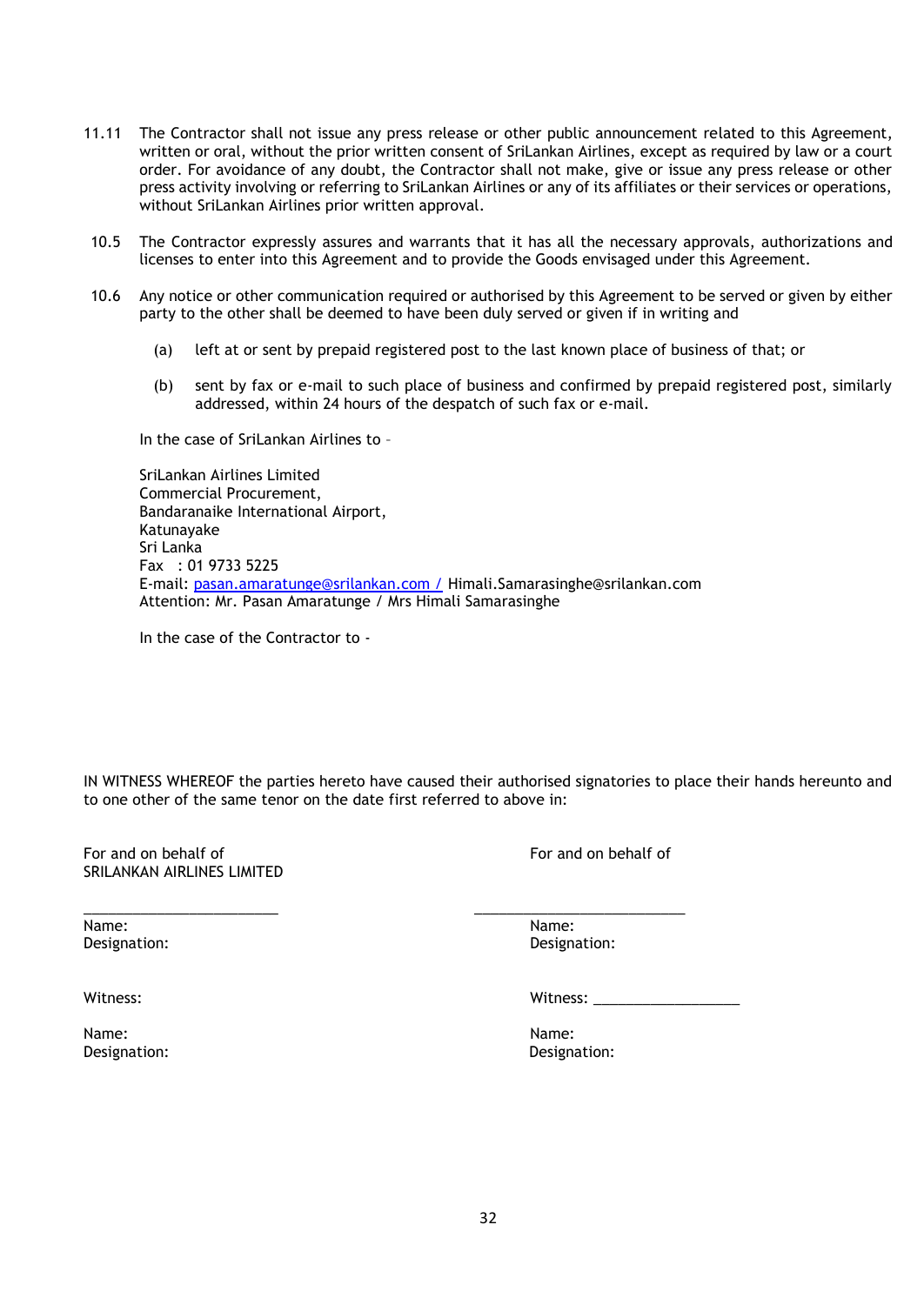11.11 The Contractor shall not issue any press release or other public announcement related to this Agreement, written or oral, without the prior written consent of SriLankan Airlines, except as required by law or a court order. For avoidance of any doubt, the Contractor shall not make, give or issue any press release or other press activity involving or referring to SriLankan Airlines or any of its affiliates or their services or operations, without SriLankan Airlines prior written approval.

10.5 The Contractor expressly assures and warrants that it has all the necessary approvals, authorizations and licenses to enter into this Agreement and to provide the Goods envisaged under this Agreement.

10.6 Any notice or other communication required or authorised by this Agreement to be served or given by either party to the other shall be deemed to have been duly served or given if in writing and

(a) left at or sent by prepaid registered post to the last known place of business of that; or

(b) sent by fax or e-mail to such place of business and confirmed by prepaid registered post, similarly addressed, within 24 hours of the despatch of such fax or e-mail.

In the case of SriLankan Airlines to –

SriLankan Airlines Limited
Commercial Procurement,
Bandaranaike International Airport,
Katunayake
Sri Lanka
Fax : 01 9733 5225
E-mail: pasan.amaratunge@srilankan.com / Himali.Samarasinghe@srilankan.com
Attention: Mr. Pasan Amaratunge / Mrs Himali Samarasinghe

In the case of the Contractor to -

IN WITNESS WHEREOF the parties hereto have caused their authorised signatories to place their hands hereunto and to one other of the same tenor on the date first referred to above in:

For and on behalf of
SRILANKAN AIRLINES LIMITED

_______________________

Name:
Designation:

Witness:

Name:
Designation:

For and on behalf of

_______________________

Name:
Designation:

Witness: __________________

Name:
Designation: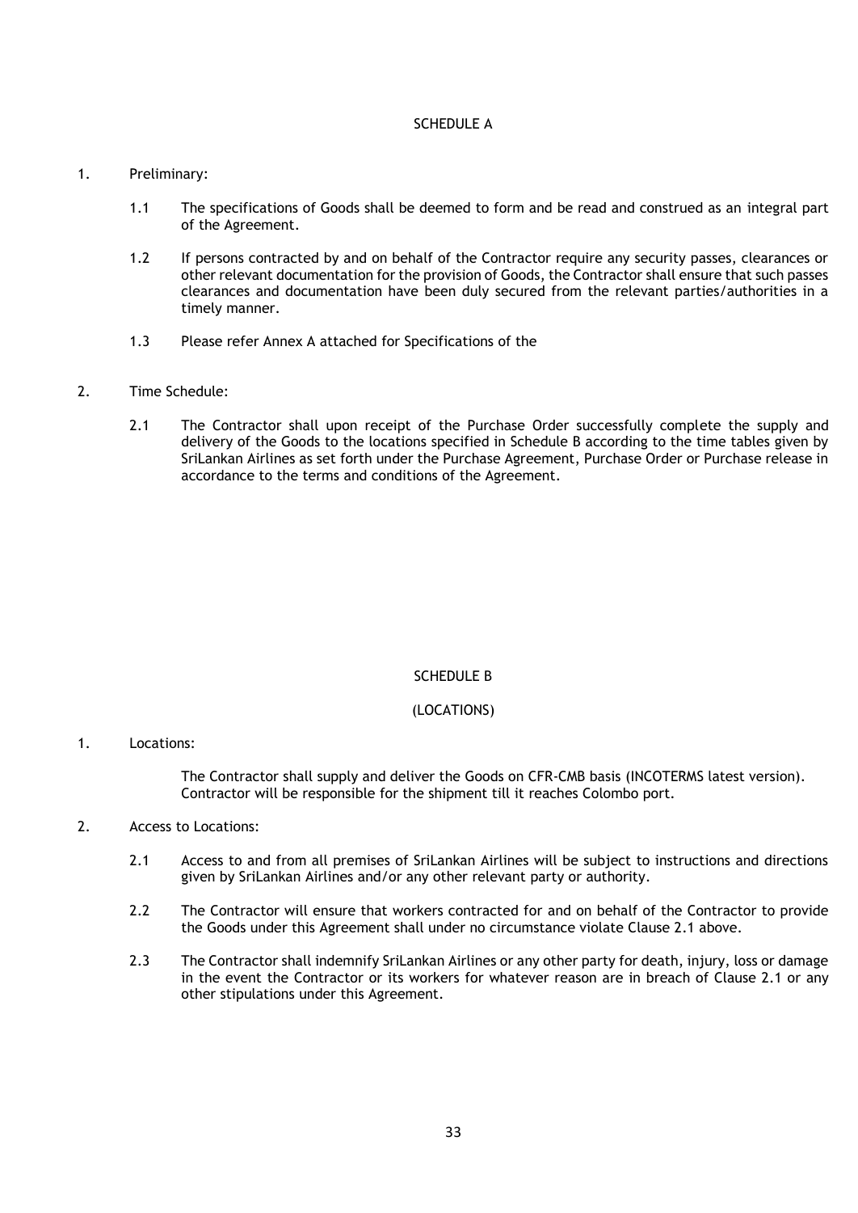## SCHEDULE A

1. Preliminary:

    1.1 The specifications of Goods shall be deemed to form and be read and construed as an integral part of the Agreement.

    1.2 If persons contracted by and on behalf of the Contractor require any security passes, clearances or other relevant documentation for the provision of Goods, the Contractor shall ensure that such passes clearances and documentation have been duly secured from the relevant parties/authorities in a timely manner.

    1.3 Please refer Annex A attached for Specifications of the

2. Time Schedule:

    2.1 The Contractor shall upon receipt of the Purchase Order successfully complete the supply and delivery of the Goods to the locations specified in Schedule B according to the time tables given by SriLankan Airlines as set forth under the Purchase Agreement, Purchase Order or Purchase release in accordance to the terms and conditions of the Agreement.

## SCHEDULE B

### (LOCATIONS)

1. Locations:

    The Contractor shall supply and deliver the Goods on CFR-CMB basis (INCOTERMS latest version). Contractor will be responsible for the shipment till it reaches Colombo port.

2. Access to Locations:

    2.1 Access to and from all premises of SriLankan Airlines will be subject to instructions and directions given by SriLankan Airlines and/or any other relevant party or authority.

    2.2 The Contractor will ensure that workers contracted for and on behalf of the Contractor to provide the Goods under this Agreement shall under no circumstance violate Clause 2.1 above.

    2.3 The Contractor shall indemnify SriLankan Airlines or any other party for death, injury, loss or damage in the event the Contractor or its workers for whatever reason are in breach of Clause 2.1 or any other stipulations under this Agreement.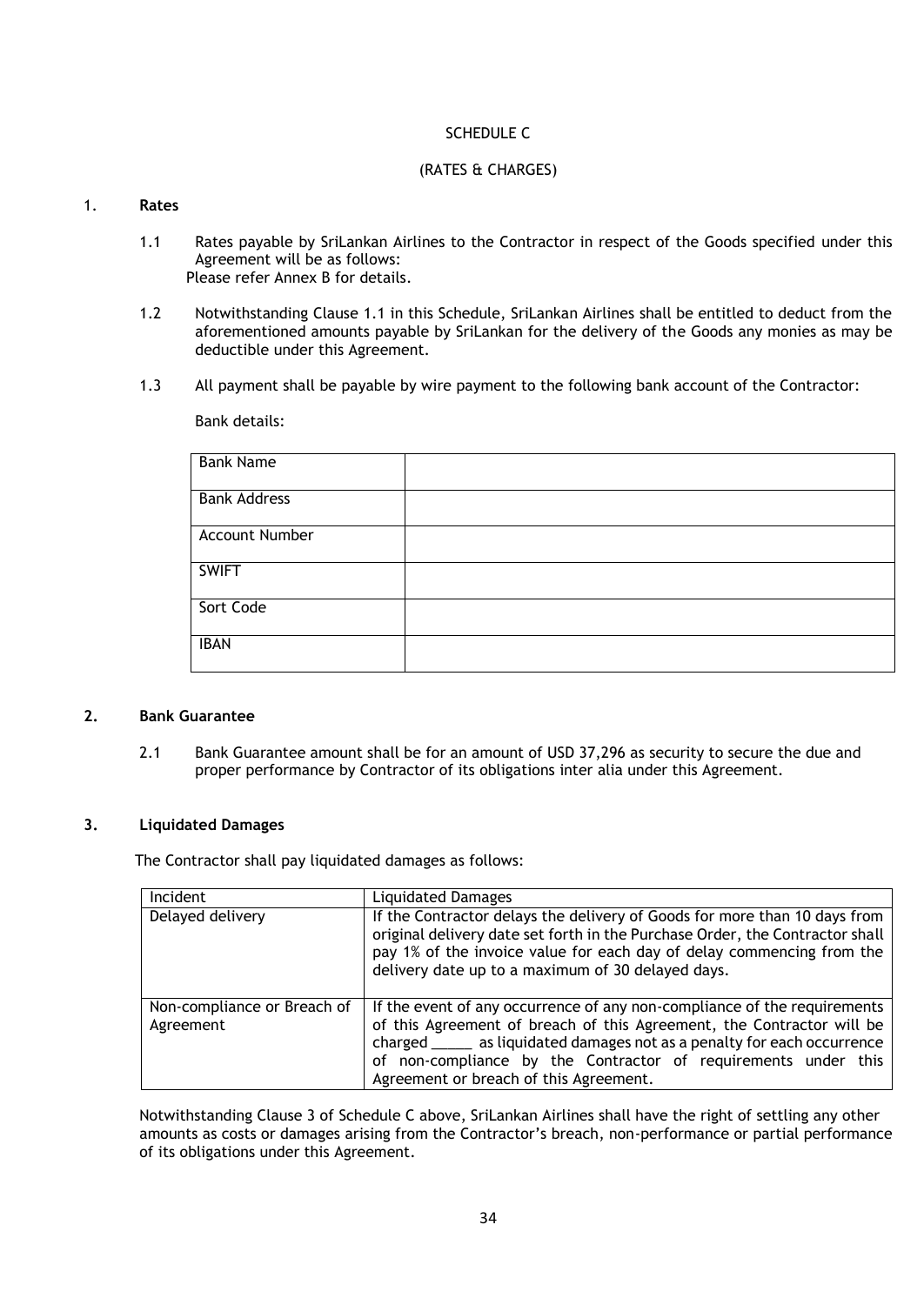# SCHEDULE C

## (RATES & CHARGES)

### 1. Rates

1.1 Rates payable by SriLankan Airlines to the Contractor in respect of the Goods specified under this Agreement will be as follows:
Please refer Annex B for details.

1.2 Notwithstanding Clause 1.1 in this Schedule, SriLankan Airlines shall be entitled to deduct from the aforementioned amounts payable by SriLankan for the delivery of the Goods any monies as may be deductible under this Agreement.

1.3 All payment shall be payable by wire payment to the following bank account of the Contractor:

Bank details:

| Bank Name | |
|---|---|
| Bank Address | |
| Account Number | |
| SWIFT | |
| Sort Code | |
| IBAN | |

### 2. Bank Guarantee

2.1 Bank Guarantee amount shall be for an amount of USD 37,296 as security to secure the due and proper performance by Contractor of its obligations inter alia under this Agreement.

### 3. Liquidated Damages

The Contractor shall pay liquidated damages as follows:

| Incident | Liquidated Damages |
|---|---|
| Delayed delivery | If the Contractor delays the delivery of Goods for more than 10 days from original delivery date set forth in the Purchase Order, the Contractor shall pay 1% of the invoice value for each day of delay commencing from the delivery date up to a maximum of 30 delayed days. |
| Non-compliance or Breach of Agreement | If the event of any occurrence of any non-compliance of the requirements of this Agreement of breach of this Agreement, the Contractor will be charged _____ as liquidated damages not as a penalty for each occurrence of non-compliance by the Contractor of requirements under this Agreement or breach of this Agreement. |

Notwithstanding Clause 3 of Schedule C above, SriLankan Airlines shall have the right of settling any other amounts as costs or damages arising from the Contractor's breach, non-performance or partial performance of its obligations under this Agreement.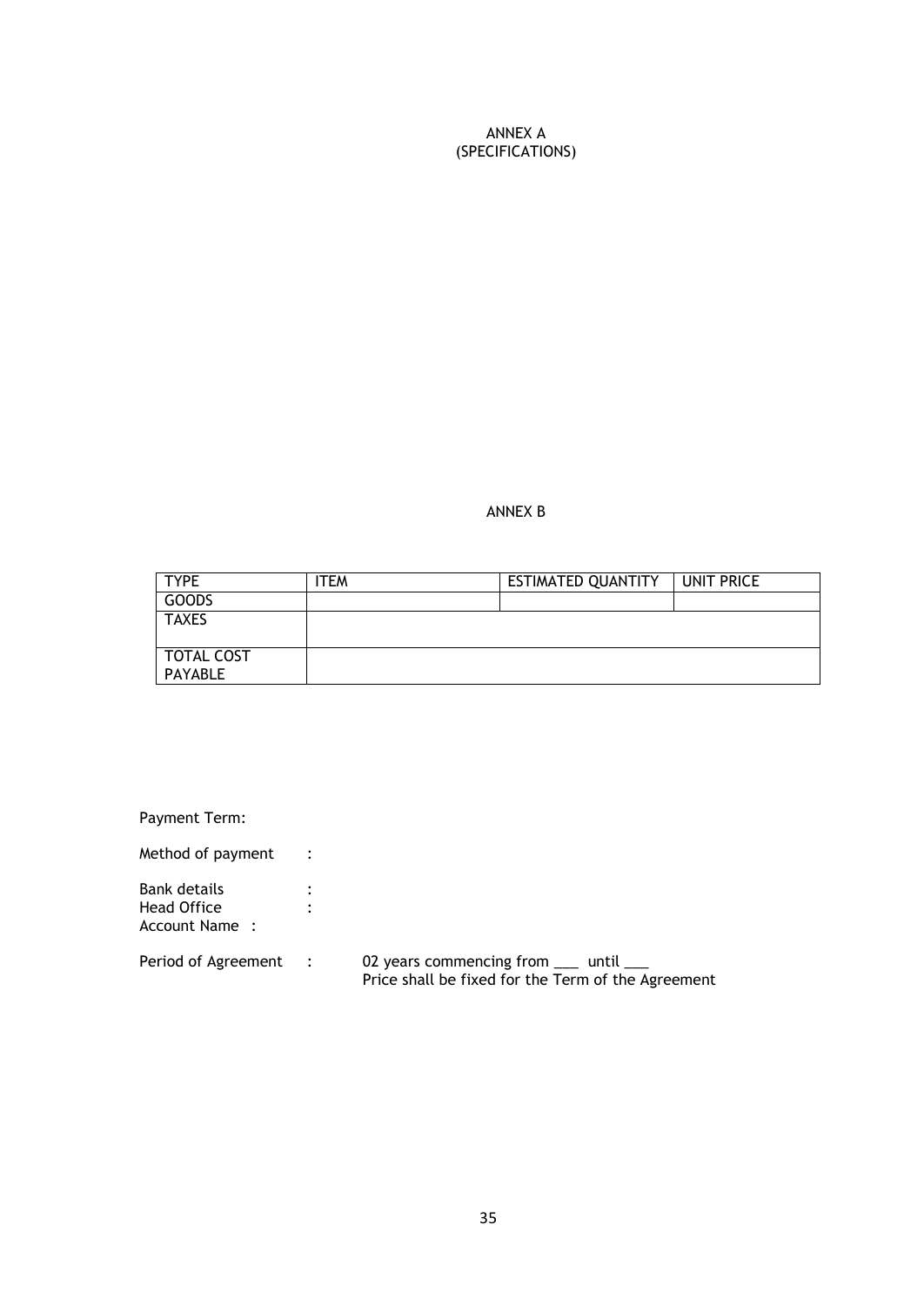ANNEX A
(SPECIFICATIONS)

ANNEX B

| TYPE | ITEM | ESTIMATED QUANTITY | UNIT PRICE |
|---|---|---|---|
| GOODS | | | |
| TAXES | | | |
| TOTAL COST PAYABLE | | | |

Payment Term:

Method of payment :

Bank details :
Head Office :
Account Name :

Period of Agreement : 02 years commencing from ___ until ___
Price shall be fixed for the Term of the Agreement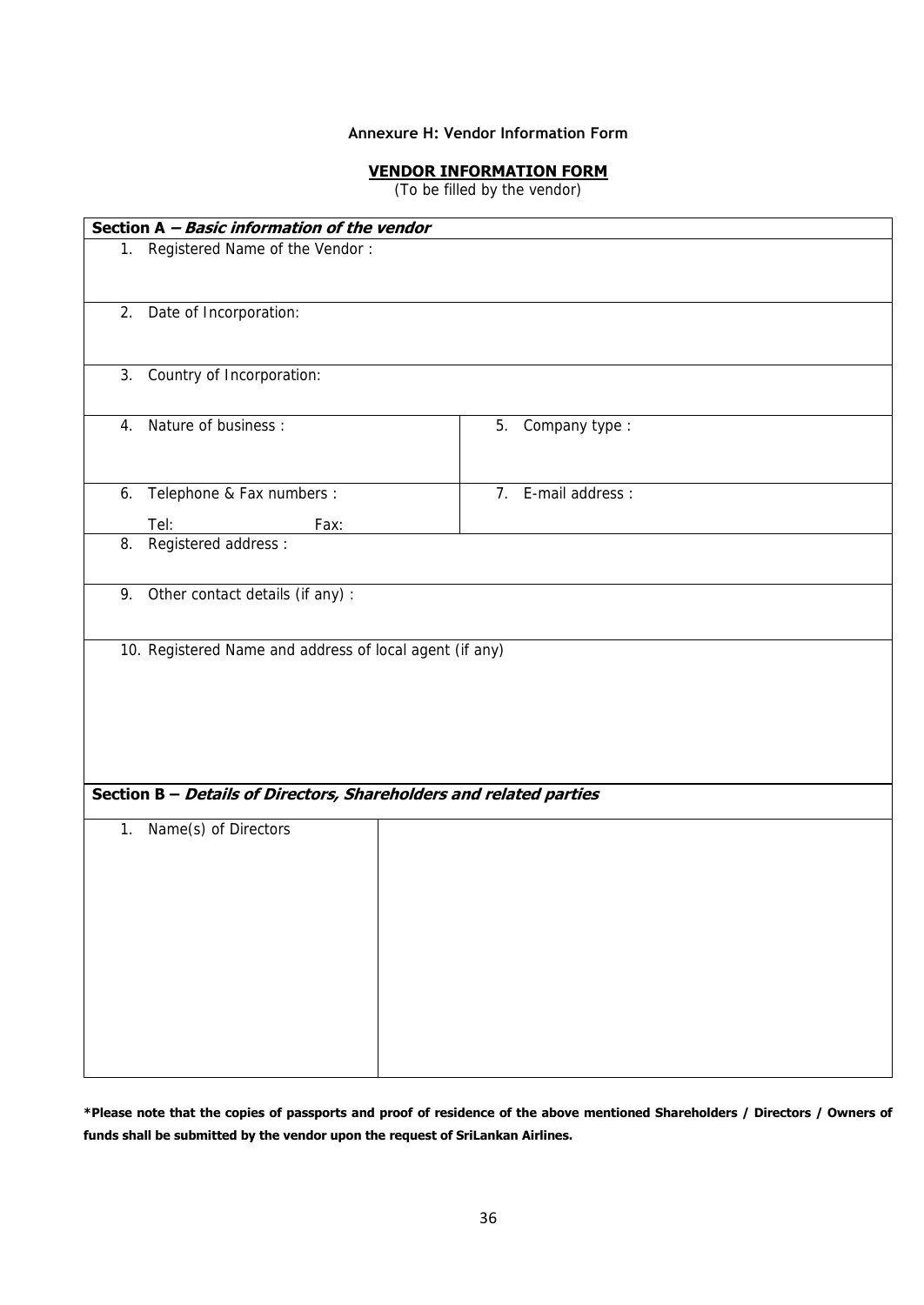Annexure H: Vendor Information Form

**VENDOR INFORMATION FORM**

(To be filled by the vendor)

| **Section A – *Basic information of the vendor*** | |
|---|---|
| 1. Registered Name of the Vendor : | |
| 2. Date of Incorporation: | |
| 3. Country of Incorporation: | |
| 4. Nature of business : | 5. Company type : |
| 6. Telephone & Fax numbers :<br>Tel: Fax: | 7. E-mail address : |
| 8. Registered address : | |
| 9. Other contact details (if any) : | |
| 10. Registered Name and address of local agent (if any) | |

| **Section B – *Details of Directors, Shareholders and related parties*** | |
|---|---|
| 1. Name(s) of Directors | |

**\*Please note that the copies of passports and proof of residence of the above mentioned Shareholders / Directors / Owners of funds shall be submitted by the vendor upon the request of SriLankan Airlines.**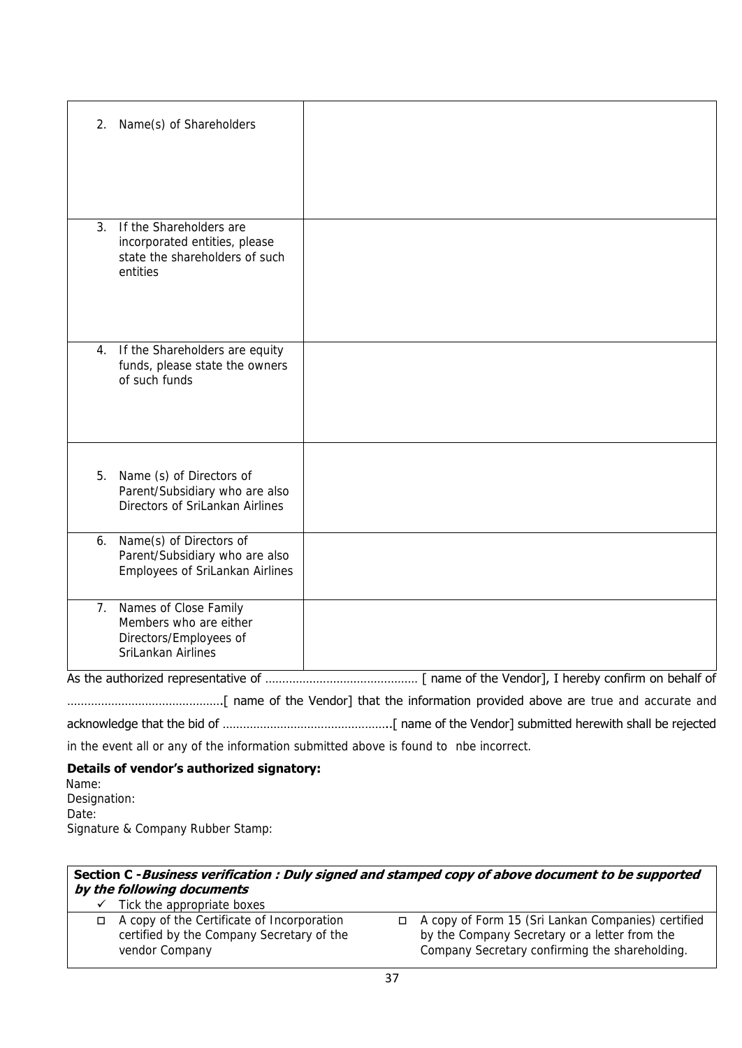| | |
|---|---|
| 2. Name(s) of Shareholders | |
| 3. If the Shareholders are incorporated entities, please state the shareholders of such entities | |
| 4. If the Shareholders are equity funds, please state the owners of such funds | |
| 5. Name (s) of Directors of Parent/Subsidiary who are also Directors of SriLankan Airlines | |
| 6. Name(s) of Directors of Parent/Subsidiary who are also Employees of SriLankan Airlines | |
| 7. Names of Close Family Members who are either Directors/Employees of SriLankan Airlines | |

As the authorized representative of ............................................ [ name of the Vendor], I hereby confirm on behalf of .............................................[ name of the Vendor] that the information provided above are true and accurate and acknowledge that the bid of .................................................[ name of the Vendor] submitted herewith shall be rejected in the event all or any of the information submitted above is found to nbe incorrect.

**Details of vendor's authorized signatory:**

Name:
Designation:
Date:
Signature & Company Rubber Stamp:

| **Section C -*Business verification : Duly signed and stamped copy of above document to be supported by the following documents*** | |
|---|---|
| ✓ Tick the appropriate boxes | |
| ◻ A copy of the Certificate of Incorporation certified by the Company Secretary of the vendor Company | ◻ A copy of Form 15 (Sri Lankan Companies) certified by the Company Secretary or a letter from the Company Secretary confirming the shareholding. |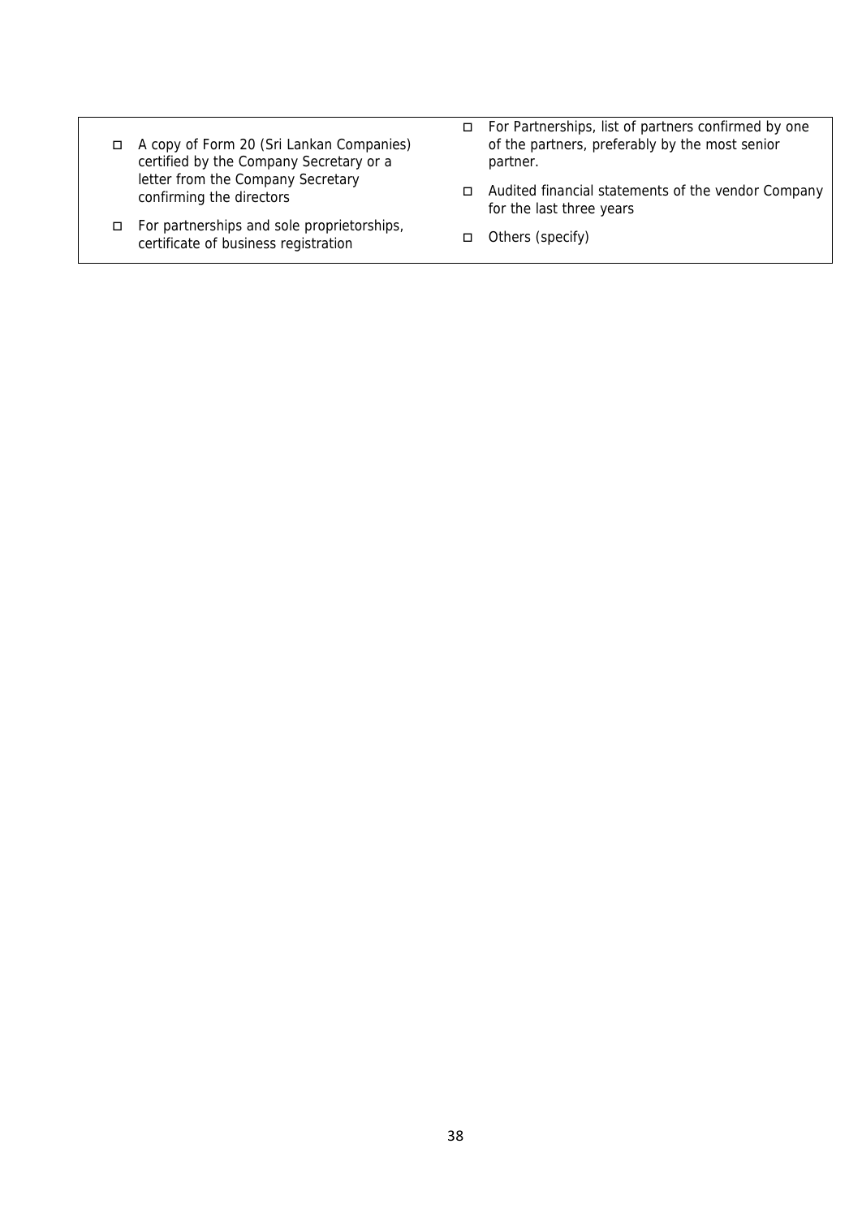- ☐ A copy of Form 20 (Sri Lankan Companies) certified by the Company Secretary or a letter from the Company Secretary confirming the directors
- ☐ For partnerships and sole proprietorships, certificate of business registration
- ☐ For Partnerships, list of partners confirmed by one of the partners, preferably by the most senior partner.
- ☐ Audited financial statements of the vendor Company for the last three years
- ☐ Others (specify)